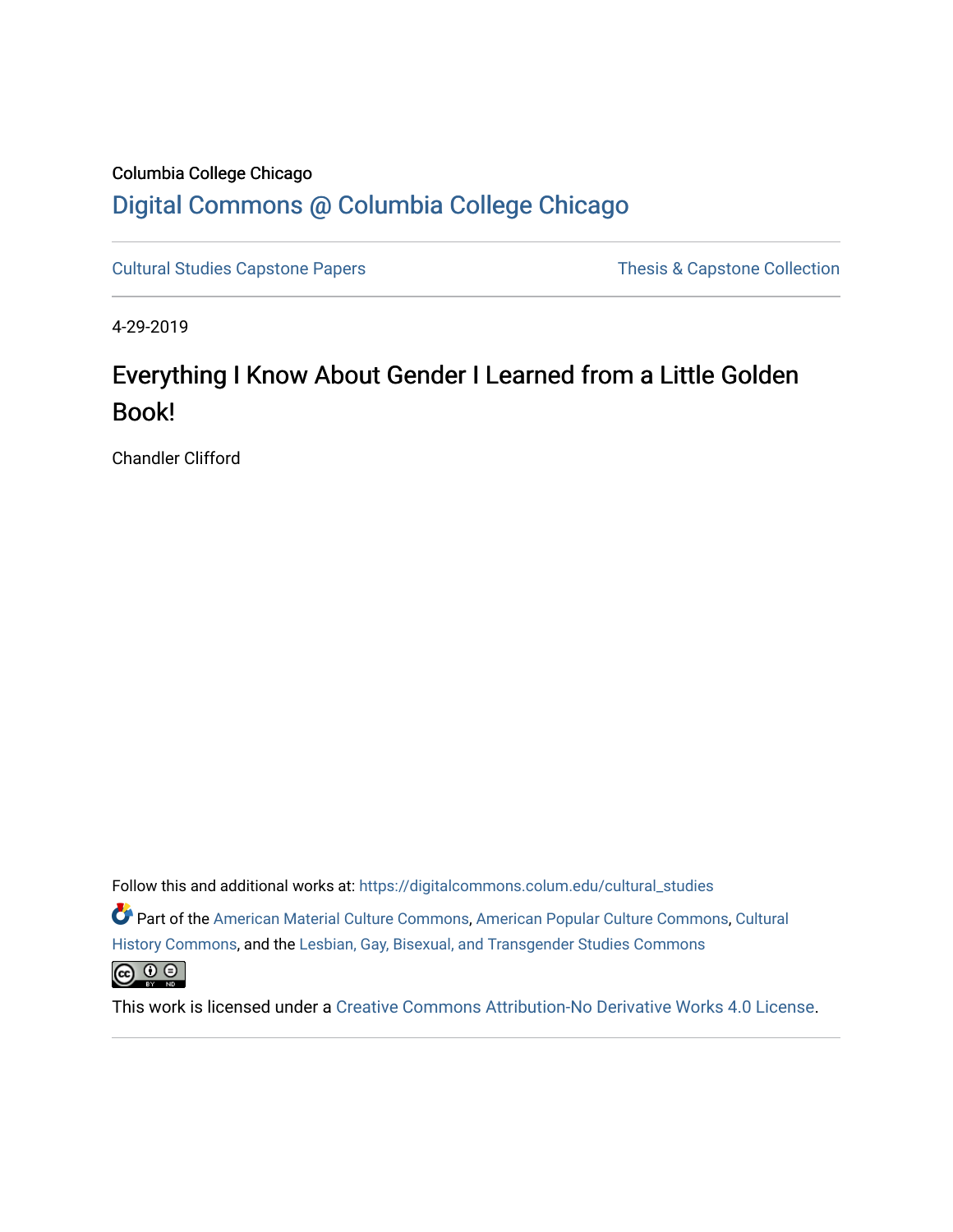Columbia College Chicago

Digital Commons @ Columbia College Chicago

Cultural Studies Capstone Papers | Thesis & Capstone Collection

4-29-2019

# Everything I Know About Gender I Learned from a Little Golden Book!

Chandler Clifford

Follow this and additional works at: https://digitalcommons.colum.edu/cultural_studies

Part of the American Material Culture Commons, American Popular Culture Commons, Cultural History Commons, and the Lesbian, Gay, Bisexual, and Transgender Studies Commons

This work is licensed under a Creative Commons Attribution-No Derivative Works 4.0 License.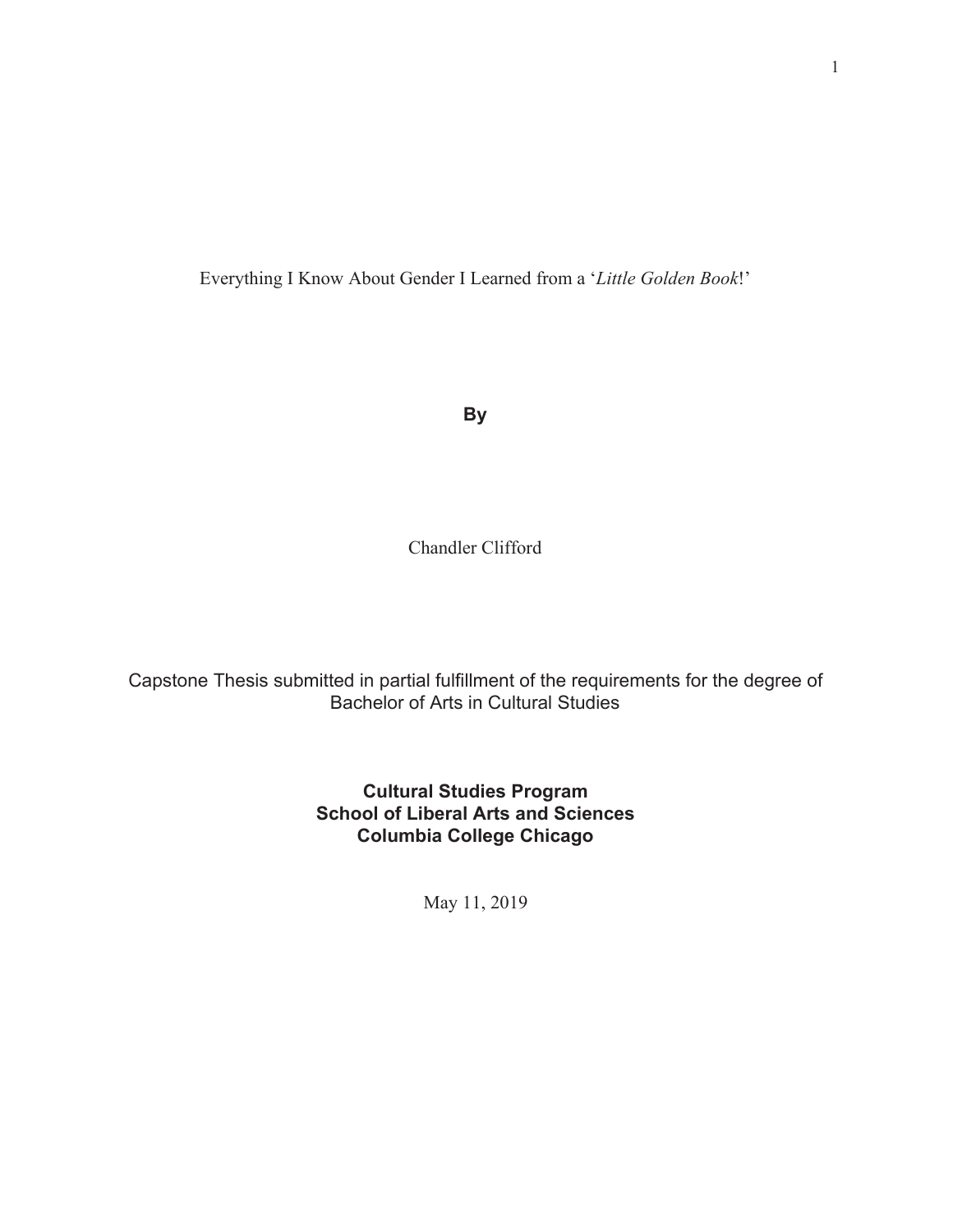Everything I Know About Gender I Learned from a '*Little Golden Book*!'

**By**

Chandler Clifford

Capstone Thesis submitted in partial fulfillment of the requirements for the degree of Bachelor of Arts in Cultural Studies

**Cultural Studies Program**
**School of Liberal Arts and Sciences**
**Columbia College Chicago**

May 11, 2019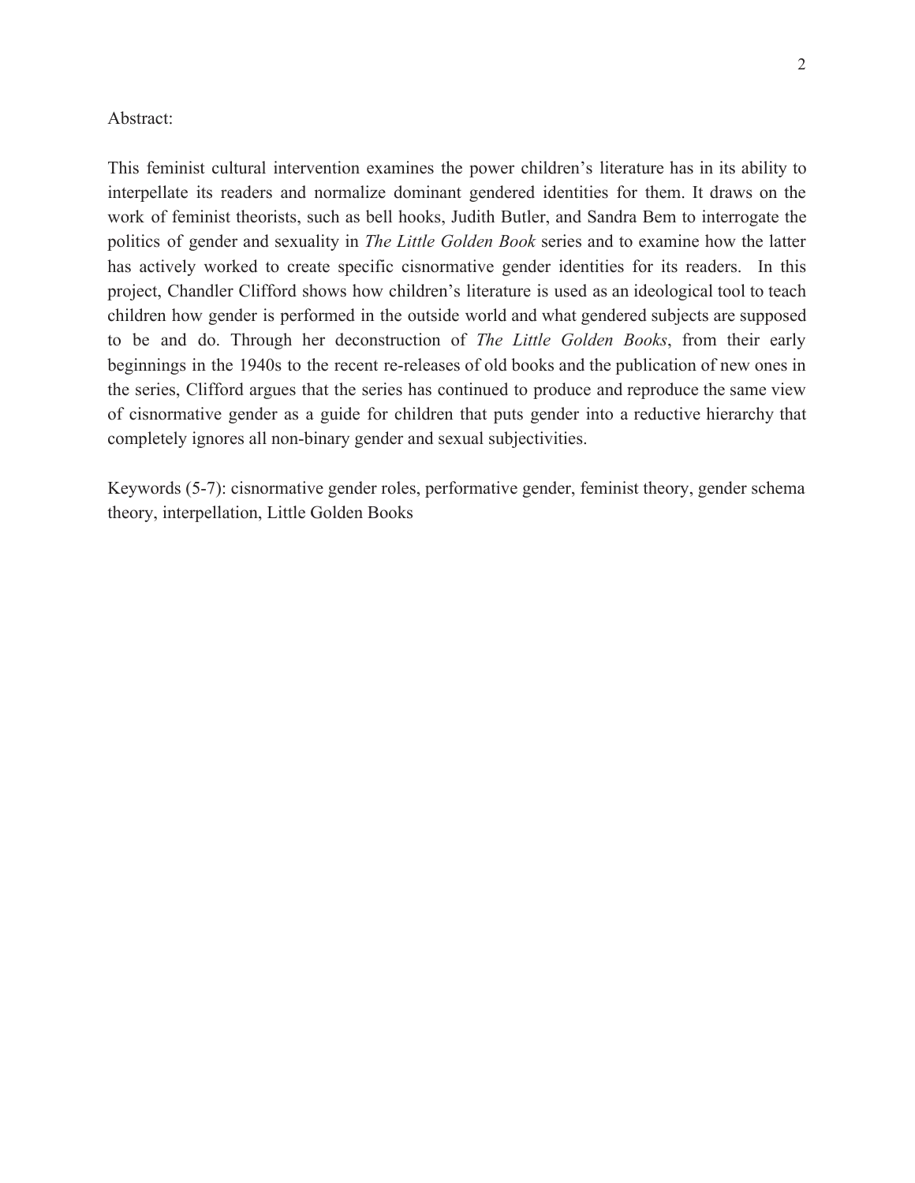Abstract:

This feminist cultural intervention examines the power children's literature has in its ability to interpellate its readers and normalize dominant gendered identities for them. It draws on the work of feminist theorists, such as bell hooks, Judith Butler, and Sandra Bem to interrogate the politics of gender and sexuality in *The Little Golden Book* series and to examine how the latter has actively worked to create specific cisnormative gender identities for its readers. In this project, Chandler Clifford shows how children's literature is used as an ideological tool to teach children how gender is performed in the outside world and what gendered subjects are supposed to be and do. Through her deconstruction of *The Little Golden Books*, from their early beginnings in the 1940s to the recent re-releases of old books and the publication of new ones in the series, Clifford argues that the series has continued to produce and reproduce the same view of cisnormative gender as a guide for children that puts gender into a reductive hierarchy that completely ignores all non-binary gender and sexual subjectivities.

Keywords (5-7): cisnormative gender roles, performative gender, feminist theory, gender schema theory, interpellation, Little Golden Books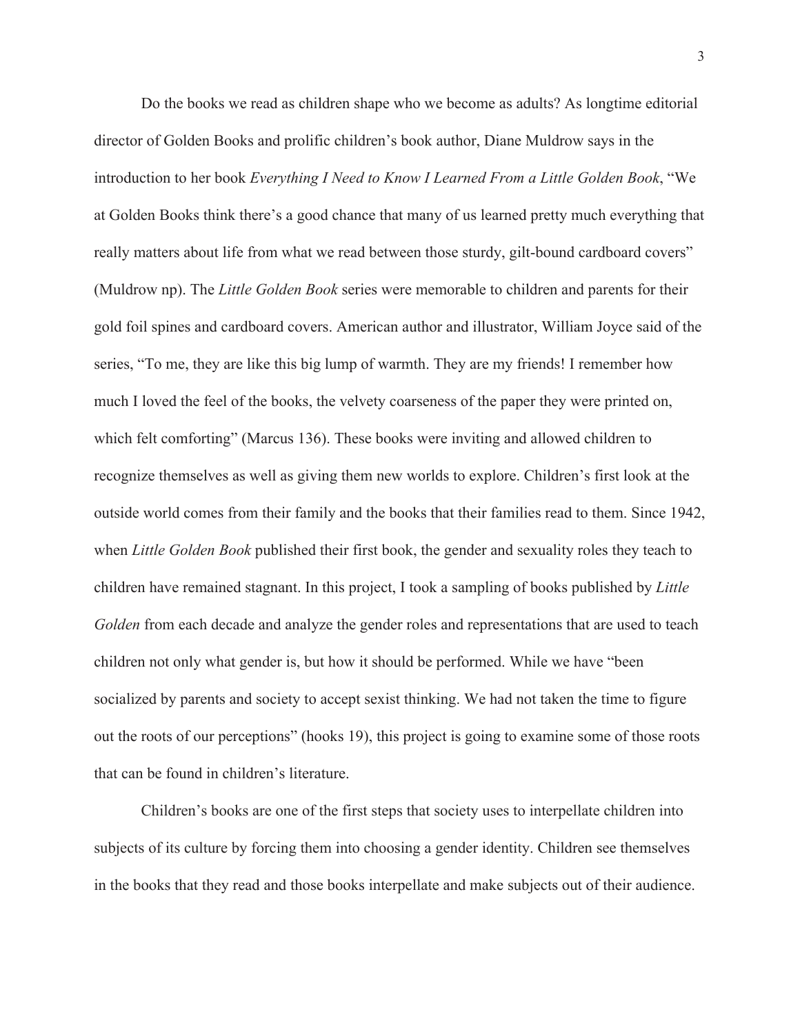Do the books we read as children shape who we become as adults? As longtime editorial director of Golden Books and prolific children's book author, Diane Muldrow says in the introduction to her book *Everything I Need to Know I Learned From a Little Golden Book*, "We at Golden Books think there's a good chance that many of us learned pretty much everything that really matters about life from what we read between those sturdy, gilt-bound cardboard covers" (Muldrow np). The *Little Golden Book* series were memorable to children and parents for their gold foil spines and cardboard covers. American author and illustrator, William Joyce said of the series, "To me, they are like this big lump of warmth. They are my friends! I remember how much I loved the feel of the books, the velvety coarseness of the paper they were printed on, which felt comforting" (Marcus 136). These books were inviting and allowed children to recognize themselves as well as giving them new worlds to explore. Children's first look at the outside world comes from their family and the books that their families read to them. Since 1942, when *Little Golden Book* published their first book, the gender and sexuality roles they teach to children have remained stagnant. In this project, I took a sampling of books published by *Little Golden* from each decade and analyze the gender roles and representations that are used to teach children not only what gender is, but how it should be performed. While we have "been socialized by parents and society to accept sexist thinking. We had not taken the time to figure out the roots of our perceptions" (hooks 19), this project is going to examine some of those roots that can be found in children's literature.

Children's books are one of the first steps that society uses to interpellate children into subjects of its culture by forcing them into choosing a gender identity. Children see themselves in the books that they read and those books interpellate and make subjects out of their audience.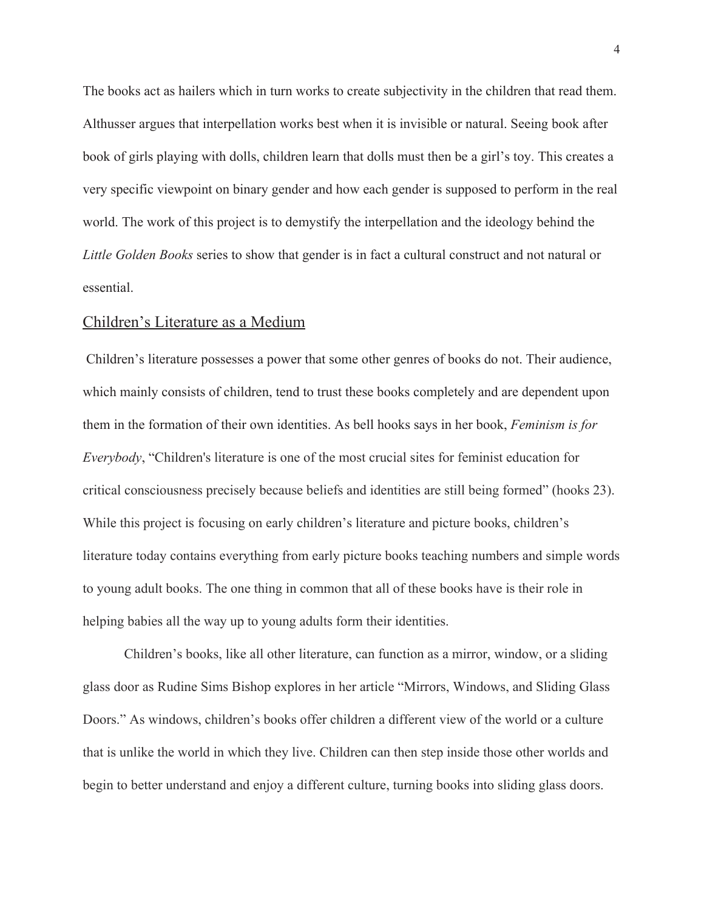The books act as hailers which in turn works to create subjectivity in the children that read them. Althusser argues that interpellation works best when it is invisible or natural. Seeing book after book of girls playing with dolls, children learn that dolls must then be a girl's toy. This creates a very specific viewpoint on binary gender and how each gender is supposed to perform in the real world. The work of this project is to demystify the interpellation and the ideology behind the *Little Golden Books* series to show that gender is in fact a cultural construct and not natural or essential.

## Children's Literature as a Medium

Children's literature possesses a power that some other genres of books do not. Their audience, which mainly consists of children, tend to trust these books completely and are dependent upon them in the formation of their own identities. As bell hooks says in her book, *Feminism is for Everybody*, "Children's literature is one of the most crucial sites for feminist education for critical consciousness precisely because beliefs and identities are still being formed" (hooks 23). While this project is focusing on early children's literature and picture books, children's literature today contains everything from early picture books teaching numbers and simple words to young adult books. The one thing in common that all of these books have is their role in helping babies all the way up to young adults form their identities.

Children's books, like all other literature, can function as a mirror, window, or a sliding glass door as Rudine Sims Bishop explores in her article "Mirrors, Windows, and Sliding Glass Doors." As windows, children's books offer children a different view of the world or a culture that is unlike the world in which they live. Children can then step inside those other worlds and begin to better understand and enjoy a different culture, turning books into sliding glass doors.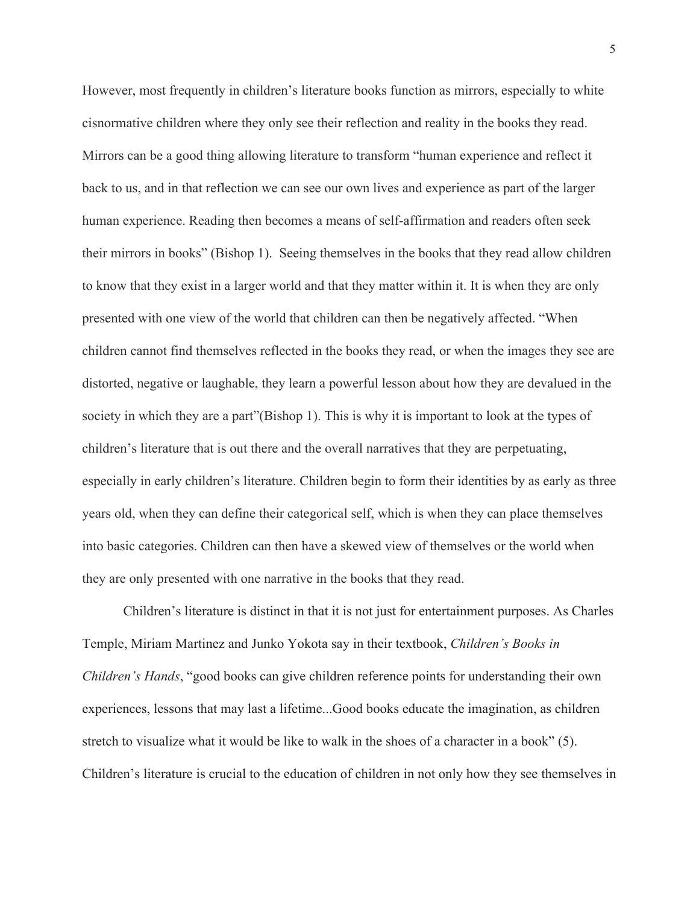However, most frequently in children's literature books function as mirrors, especially to white cisnormative children where they only see their reflection and reality in the books they read. Mirrors can be a good thing allowing literature to transform "human experience and reflect it back to us, and in that reflection we can see our own lives and experience as part of the larger human experience. Reading then becomes a means of self-affirmation and readers often seek their mirrors in books" (Bishop 1). Seeing themselves in the books that they read allow children to know that they exist in a larger world and that they matter within it. It is when they are only presented with one view of the world that children can then be negatively affected. "When children cannot find themselves reflected in the books they read, or when the images they see are distorted, negative or laughable, they learn a powerful lesson about how they are devalued in the society in which they are a part"(Bishop 1). This is why it is important to look at the types of children's literature that is out there and the overall narratives that they are perpetuating, especially in early children's literature. Children begin to form their identities by as early as three years old, when they can define their categorical self, which is when they can place themselves into basic categories. Children can then have a skewed view of themselves or the world when they are only presented with one narrative in the books that they read.

Children's literature is distinct in that it is not just for entertainment purposes. As Charles Temple, Miriam Martinez and Junko Yokota say in their textbook, *Children's Books in Children's Hands*, "good books can give children reference points for understanding their own experiences, lessons that may last a lifetime...Good books educate the imagination, as children stretch to visualize what it would be like to walk in the shoes of a character in a book" (5). Children's literature is crucial to the education of children in not only how they see themselves in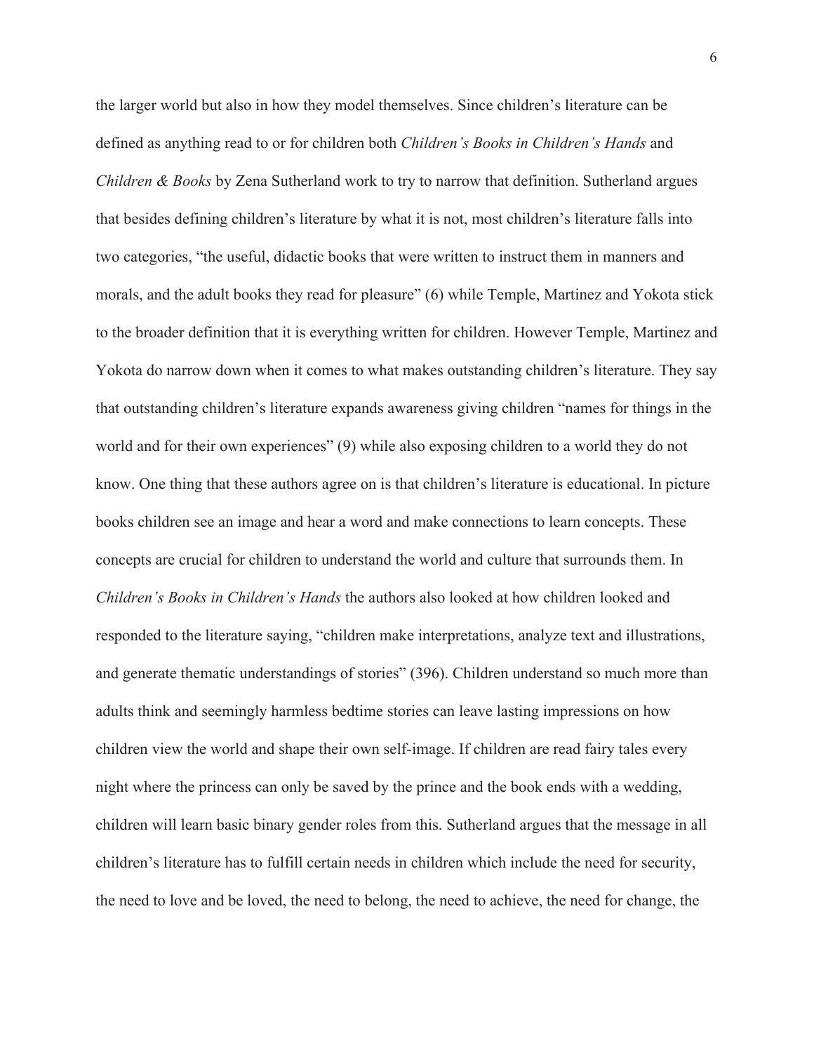the larger world but also in how they model themselves. Since children's literature can be defined as anything read to or for children both *Children's Books in Children's Hands* and *Children & Books* by Zena Sutherland work to try to narrow that definition. Sutherland argues that besides defining children's literature by what it is not, most children's literature falls into two categories, "the useful, didactic books that were written to instruct them in manners and morals, and the adult books they read for pleasure" (6) while Temple, Martinez and Yokota stick to the broader definition that it is everything written for children. However Temple, Martinez and Yokota do narrow down when it comes to what makes outstanding children's literature. They say that outstanding children's literature expands awareness giving children "names for things in the world and for their own experiences" (9) while also exposing children to a world they do not know. One thing that these authors agree on is that children's literature is educational. In picture books children see an image and hear a word and make connections to learn concepts. These concepts are crucial for children to understand the world and culture that surrounds them. In *Children's Books in Children's Hands* the authors also looked at how children looked and responded to the literature saying, "children make interpretations, analyze text and illustrations, and generate thematic understandings of stories" (396). Children understand so much more than adults think and seemingly harmless bedtime stories can leave lasting impressions on how children view the world and shape their own self-image. If children are read fairy tales every night where the princess can only be saved by the prince and the book ends with a wedding, children will learn basic binary gender roles from this. Sutherland argues that the message in all children's literature has to fulfill certain needs in children which include the need for security, the need to love and be loved, the need to belong, the need to achieve, the need for change, the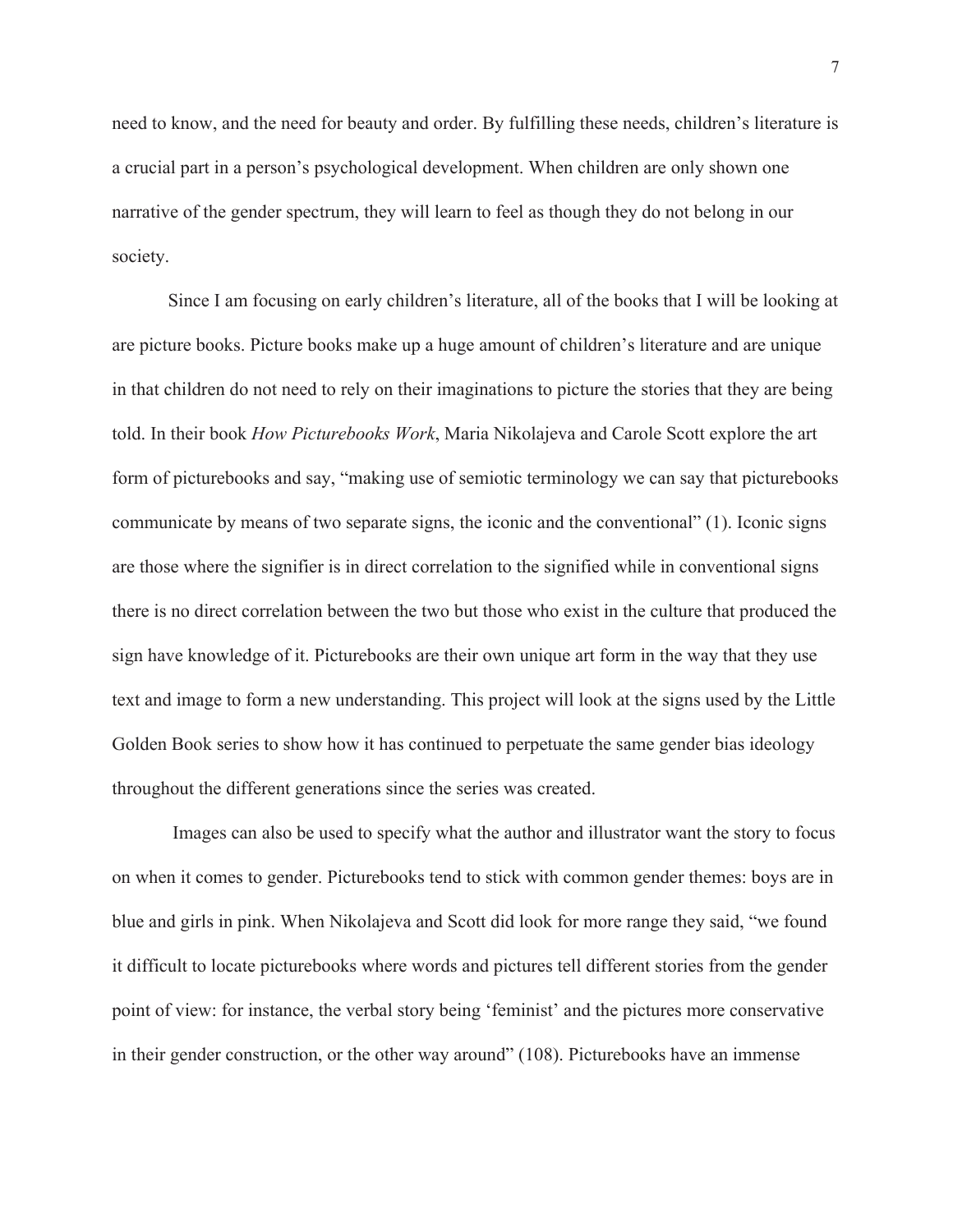need to know, and the need for beauty and order. By fulfilling these needs, children's literature is a crucial part in a person's psychological development. When children are only shown one narrative of the gender spectrum, they will learn to feel as though they do not belong in our society.

Since I am focusing on early children's literature, all of the books that I will be looking at are picture books. Picture books make up a huge amount of children's literature and are unique in that children do not need to rely on their imaginations to picture the stories that they are being told. In their book *How Picturebooks Work*, Maria Nikolajeva and Carole Scott explore the art form of picturebooks and say, "making use of semiotic terminology we can say that picturebooks communicate by means of two separate signs, the iconic and the conventional" (1). Iconic signs are those where the signifier is in direct correlation to the signified while in conventional signs there is no direct correlation between the two but those who exist in the culture that produced the sign have knowledge of it. Picturebooks are their own unique art form in the way that they use text and image to form a new understanding. This project will look at the signs used by the Little Golden Book series to show how it has continued to perpetuate the same gender bias ideology throughout the different generations since the series was created.

Images can also be used to specify what the author and illustrator want the story to focus on when it comes to gender. Picturebooks tend to stick with common gender themes: boys are in blue and girls in pink. When Nikolajeva and Scott did look for more range they said, "we found it difficult to locate picturebooks where words and pictures tell different stories from the gender point of view: for instance, the verbal story being 'feminist' and the pictures more conservative in their gender construction, or the other way around" (108). Picturebooks have an immense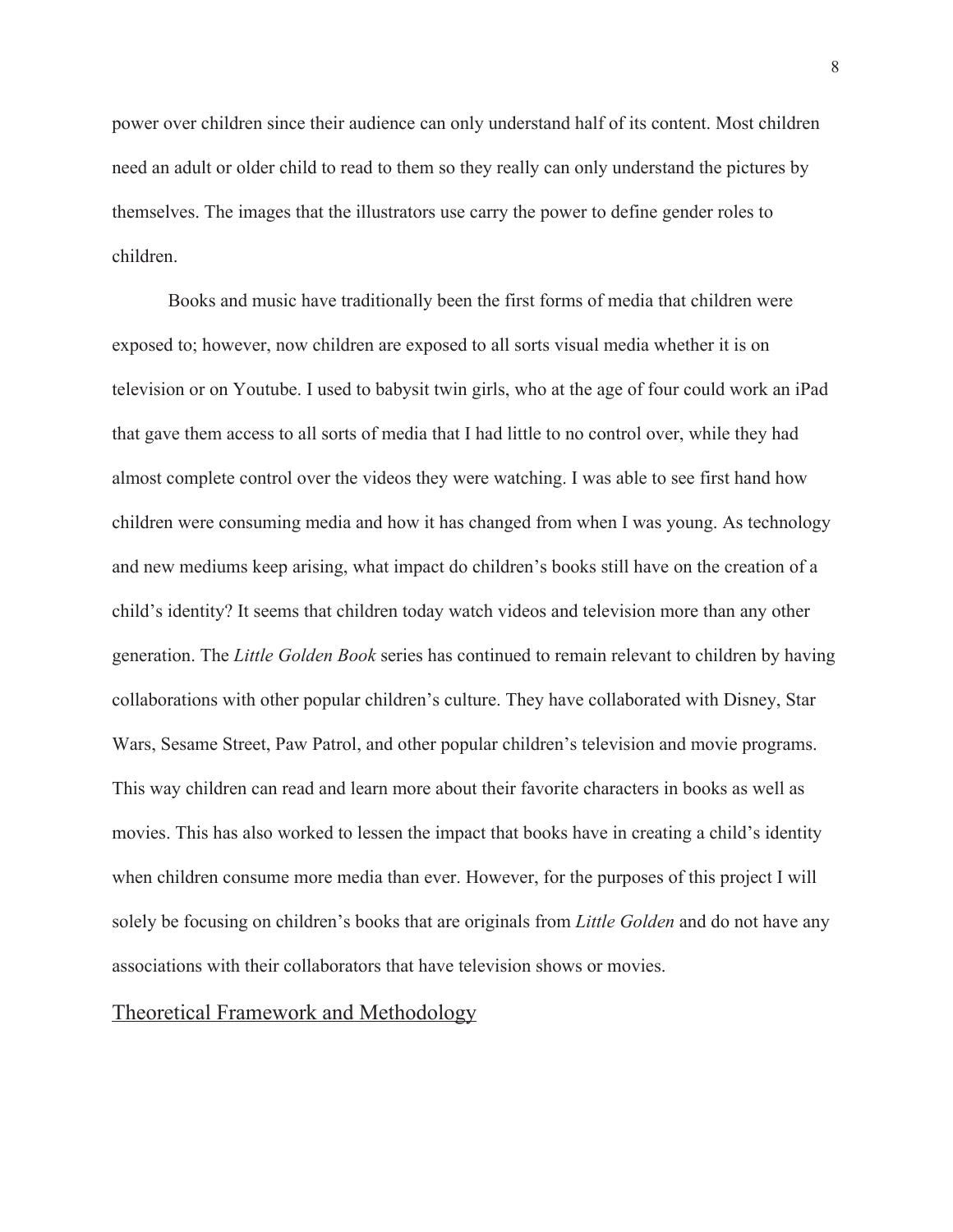power over children since their audience can only understand half of its content. Most children need an adult or older child to read to them so they really can only understand the pictures by themselves. The images that the illustrators use carry the power to define gender roles to children.

Books and music have traditionally been the first forms of media that children were exposed to; however, now children are exposed to all sorts visual media whether it is on television or on Youtube. I used to babysit twin girls, who at the age of four could work an iPad that gave them access to all sorts of media that I had little to no control over, while they had almost complete control over the videos they were watching. I was able to see first hand how children were consuming media and how it has changed from when I was young. As technology and new mediums keep arising, what impact do children's books still have on the creation of a child's identity? It seems that children today watch videos and television more than any other generation. The *Little Golden Book* series has continued to remain relevant to children by having collaborations with other popular children's culture. They have collaborated with Disney, Star Wars, Sesame Street, Paw Patrol, and other popular children's television and movie programs. This way children can read and learn more about their favorite characters in books as well as movies. This has also worked to lessen the impact that books have in creating a child's identity when children consume more media than ever. However, for the purposes of this project I will solely be focusing on children's books that are originals from *Little Golden* and do not have any associations with their collaborators that have television shows or movies.

## Theoretical Framework and Methodology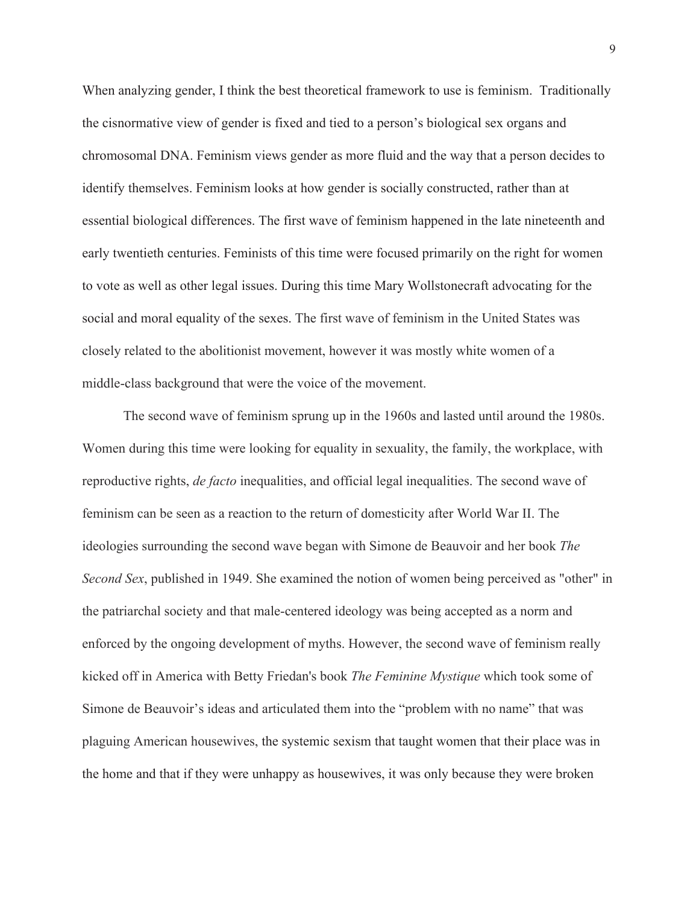When analyzing gender, I think the best theoretical framework to use is feminism.  Traditionally the cisnormative view of gender is fixed and tied to a person's biological sex organs and chromosomal DNA. Feminism views gender as more fluid and the way that a person decides to identify themselves. Feminism looks at how gender is socially constructed, rather than at essential biological differences. The first wave of feminism happened in the late nineteenth and early twentieth centuries. Feminists of this time were focused primarily on the right for women to vote as well as other legal issues. During this time Mary Wollstonecraft advocating for the social and moral equality of the sexes. The first wave of feminism in the United States was closely related to the abolitionist movement, however it was mostly white women of a middle-class background that were the voice of the movement.

The second wave of feminism sprung up in the 1960s and lasted until around the 1980s. Women during this time were looking for equality in sexuality, the family, the workplace, with reproductive rights, *de facto* inequalities, and official legal inequalities. The second wave of feminism can be seen as a reaction to the return of domesticity after World War II. The ideologies surrounding the second wave began with Simone de Beauvoir and her book *The Second Sex*, published in 1949. She examined the notion of women being perceived as "other" in the patriarchal society and that male-centered ideology was being accepted as a norm and enforced by the ongoing development of myths. However, the second wave of feminism really kicked off in America with Betty Friedan's book *The Feminine Mystique* which took some of Simone de Beauvoir's ideas and articulated them into the "problem with no name" that was plaguing American housewives, the systemic sexism that taught women that their place was in the home and that if they were unhappy as housewives, it was only because they were broken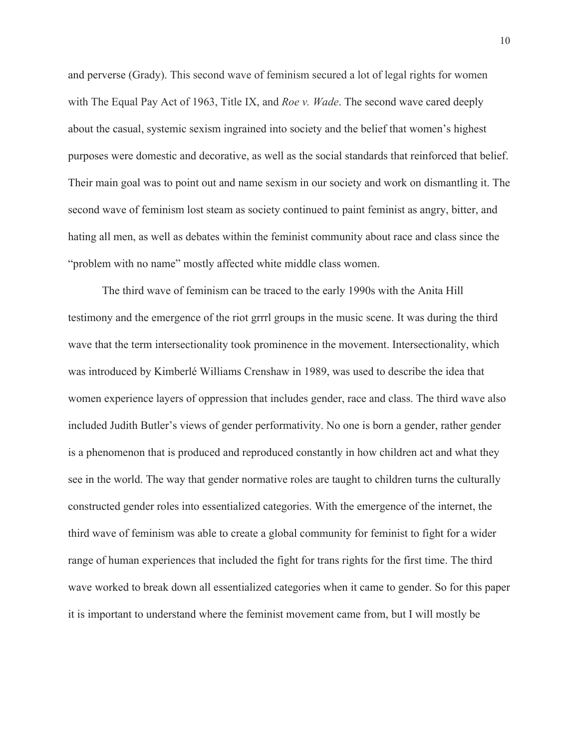and perverse (Grady). This second wave of feminism secured a lot of legal rights for women with The Equal Pay Act of 1963, Title IX, and *Roe v. Wade*. The second wave cared deeply about the casual, systemic sexism ingrained into society and the belief that women's highest purposes were domestic and decorative, as well as the social standards that reinforced that belief. Their main goal was to point out and name sexism in our society and work on dismantling it. The second wave of feminism lost steam as society continued to paint feminist as angry, bitter, and hating all men, as well as debates within the feminist community about race and class since the "problem with no name" mostly affected white middle class women.

The third wave of feminism can be traced to the early 1990s with the Anita Hill testimony and the emergence of the riot grrrl groups in the music scene. It was during the third wave that the term intersectionality took prominence in the movement. Intersectionality, which was introduced by Kimberlé Williams Crenshaw in 1989, was used to describe the idea that women experience layers of oppression that includes gender, race and class. The third wave also included Judith Butler's views of gender performativity. No one is born a gender, rather gender is a phenomenon that is produced and reproduced constantly in how children act and what they see in the world. The way that gender normative roles are taught to children turns the culturally constructed gender roles into essentialized categories. With the emergence of the internet, the third wave of feminism was able to create a global community for feminist to fight for a wider range of human experiences that included the fight for trans rights for the first time. The third wave worked to break down all essentialized categories when it came to gender. So for this paper it is important to understand where the feminist movement came from, but I will mostly be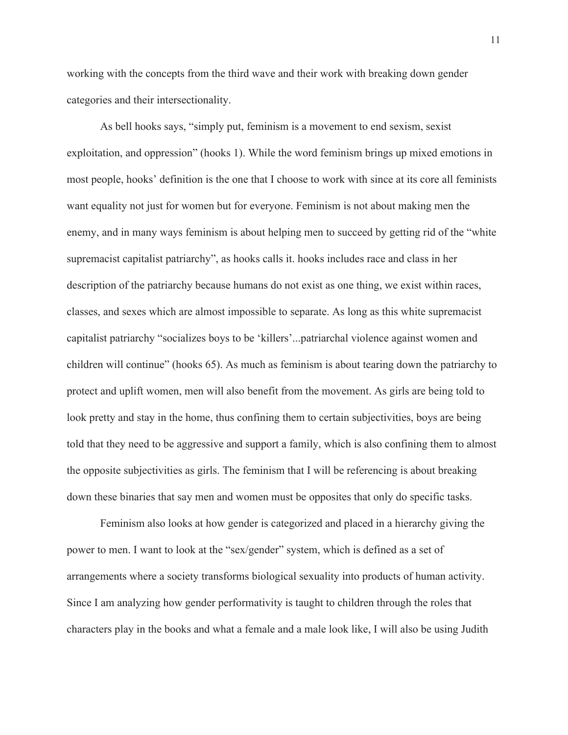working with the concepts from the third wave and their work with breaking down gender categories and their intersectionality.

As bell hooks says, "simply put, feminism is a movement to end sexism, sexist exploitation, and oppression" (hooks 1). While the word feminism brings up mixed emotions in most people, hooks' definition is the one that I choose to work with since at its core all feminists want equality not just for women but for everyone. Feminism is not about making men the enemy, and in many ways feminism is about helping men to succeed by getting rid of the "white supremacist capitalist patriarchy", as hooks calls it. hooks includes race and class in her description of the patriarchy because humans do not exist as one thing, we exist within races, classes, and sexes which are almost impossible to separate. As long as this white supremacist capitalist patriarchy "socializes boys to be 'killers'...patriarchal violence against women and children will continue" (hooks 65). As much as feminism is about tearing down the patriarchy to protect and uplift women, men will also benefit from the movement. As girls are being told to look pretty and stay in the home, thus confining them to certain subjectivities, boys are being told that they need to be aggressive and support a family, which is also confining them to almost the opposite subjectivities as girls. The feminism that I will be referencing is about breaking down these binaries that say men and women must be opposites that only do specific tasks.

Feminism also looks at how gender is categorized and placed in a hierarchy giving the power to men. I want to look at the "sex/gender" system, which is defined as a set of arrangements where a society transforms biological sexuality into products of human activity. Since I am analyzing how gender performativity is taught to children through the roles that characters play in the books and what a female and a male look like, I will also be using Judith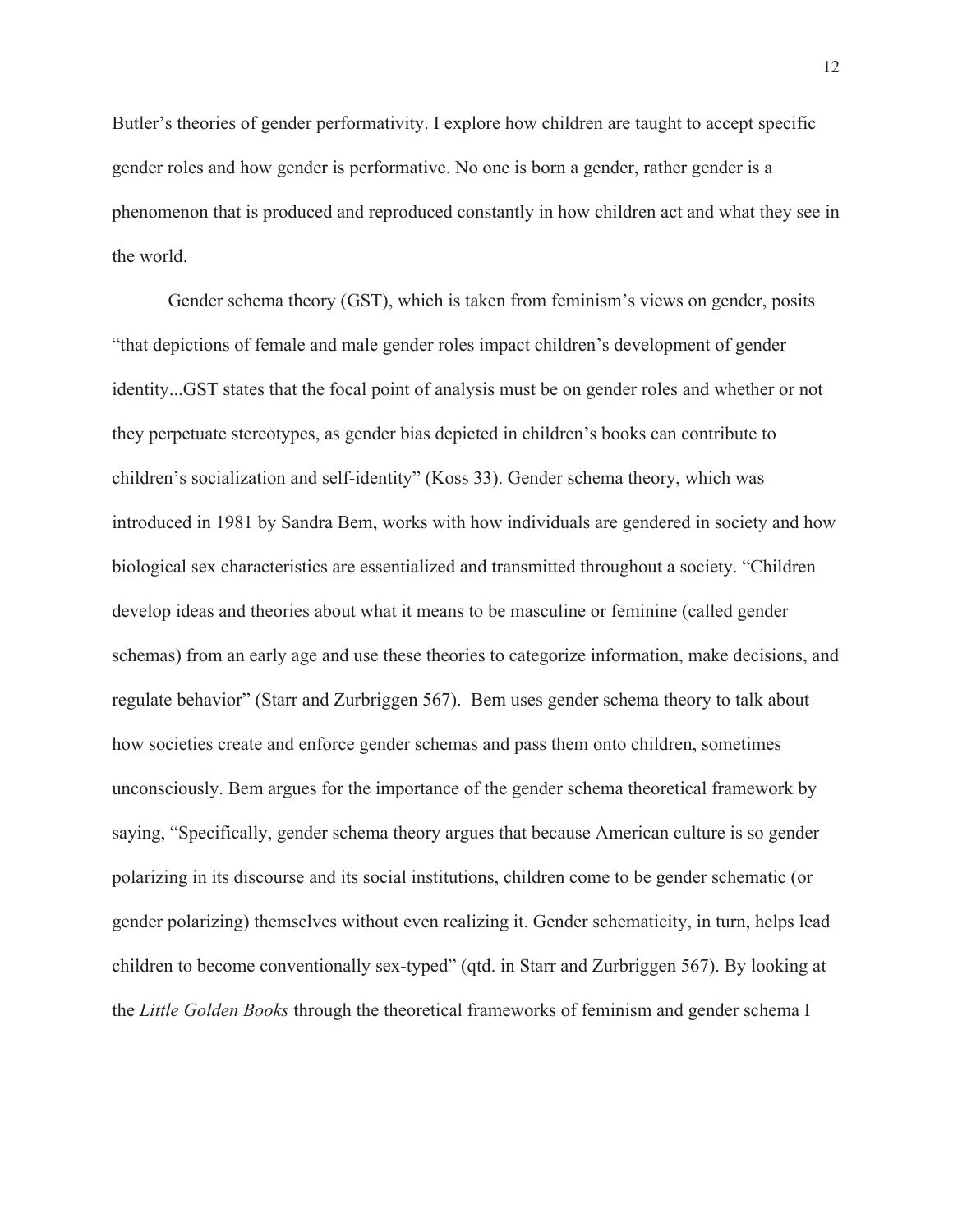Butler's theories of gender performativity. I explore how children are taught to accept specific gender roles and how gender is performative. No one is born a gender, rather gender is a phenomenon that is produced and reproduced constantly in how children act and what they see in the world.

Gender schema theory (GST), which is taken from feminism's views on gender, posits "that depictions of female and male gender roles impact children's development of gender identity...GST states that the focal point of analysis must be on gender roles and whether or not they perpetuate stereotypes, as gender bias depicted in children's books can contribute to children's socialization and self-identity" (Koss 33). Gender schema theory, which was introduced in 1981 by Sandra Bem, works with how individuals are gendered in society and how biological sex characteristics are essentialized and transmitted throughout a society. "Children develop ideas and theories about what it means to be masculine or feminine (called gender schemas) from an early age and use these theories to categorize information, make decisions, and regulate behavior" (Starr and Zurbriggen 567). Bem uses gender schema theory to talk about how societies create and enforce gender schemas and pass them onto children, sometimes unconsciously. Bem argues for the importance of the gender schema theoretical framework by saying, "Specifically, gender schema theory argues that because American culture is so gender polarizing in its discourse and its social institutions, children come to be gender schematic (or gender polarizing) themselves without even realizing it. Gender schematicity, in turn, helps lead children to become conventionally sex-typed" (qtd. in Starr and Zurbriggen 567). By looking at the *Little Golden Books* through the theoretical frameworks of feminism and gender schema I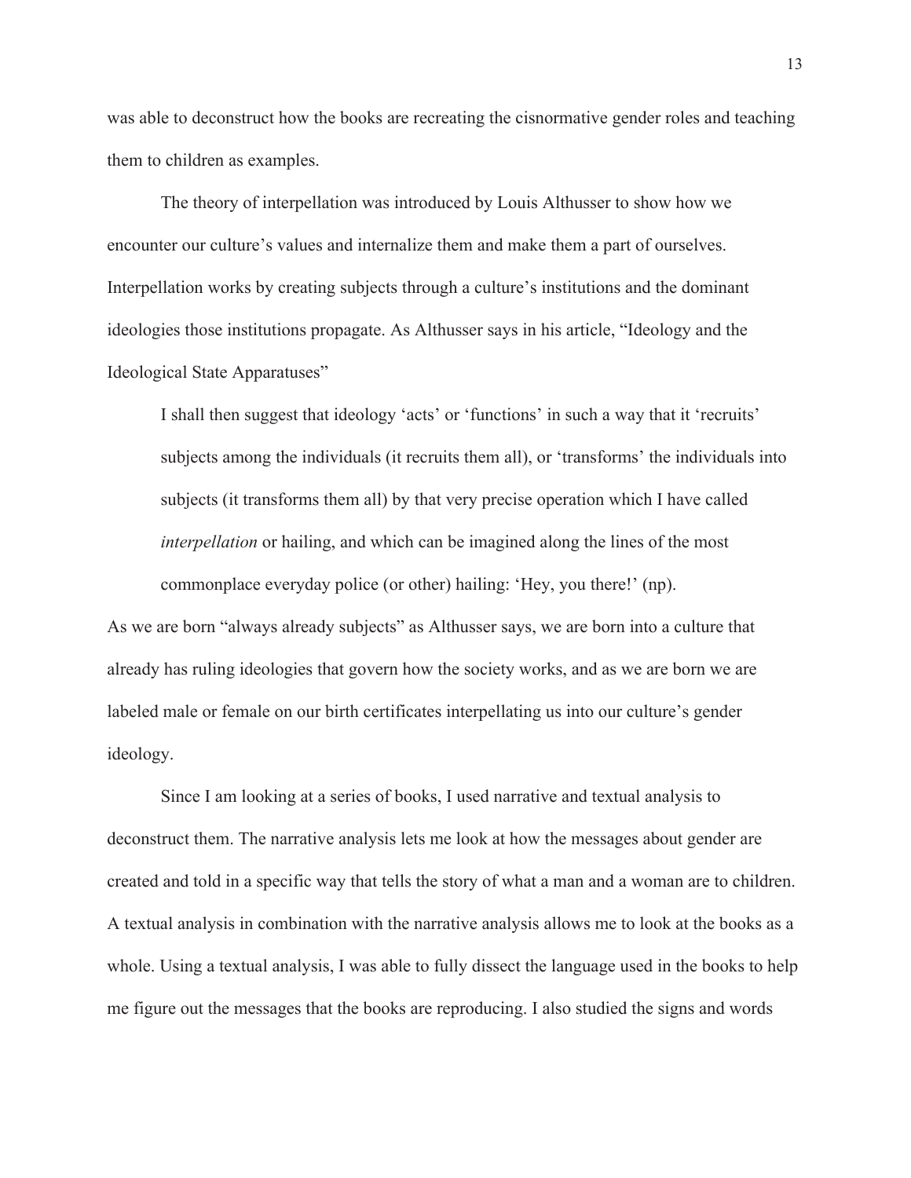was able to deconstruct how the books are recreating the cisnormative gender roles and teaching them to children as examples.

The theory of interpellation was introduced by Louis Althusser to show how we encounter our culture's values and internalize them and make them a part of ourselves. Interpellation works by creating subjects through a culture's institutions and the dominant ideologies those institutions propagate. As Althusser says in his article, "Ideology and the Ideological State Apparatuses"

> I shall then suggest that ideology 'acts' or 'functions' in such a way that it 'recruits' subjects among the individuals (it recruits them all), or 'transforms' the individuals into subjects (it transforms them all) by that very precise operation which I have called *interpellation* or hailing, and which can be imagined along the lines of the most commonplace everyday police (or other) hailing: 'Hey, you there!' (np).

As we are born "always already subjects" as Althusser says, we are born into a culture that already has ruling ideologies that govern how the society works, and as we are born we are labeled male or female on our birth certificates interpellating us into our culture's gender ideology.

Since I am looking at a series of books, I used narrative and textual analysis to deconstruct them. The narrative analysis lets me look at how the messages about gender are created and told in a specific way that tells the story of what a man and a woman are to children. A textual analysis in combination with the narrative analysis allows me to look at the books as a whole. Using a textual analysis, I was able to fully dissect the language used in the books to help me figure out the messages that the books are reproducing. I also studied the signs and words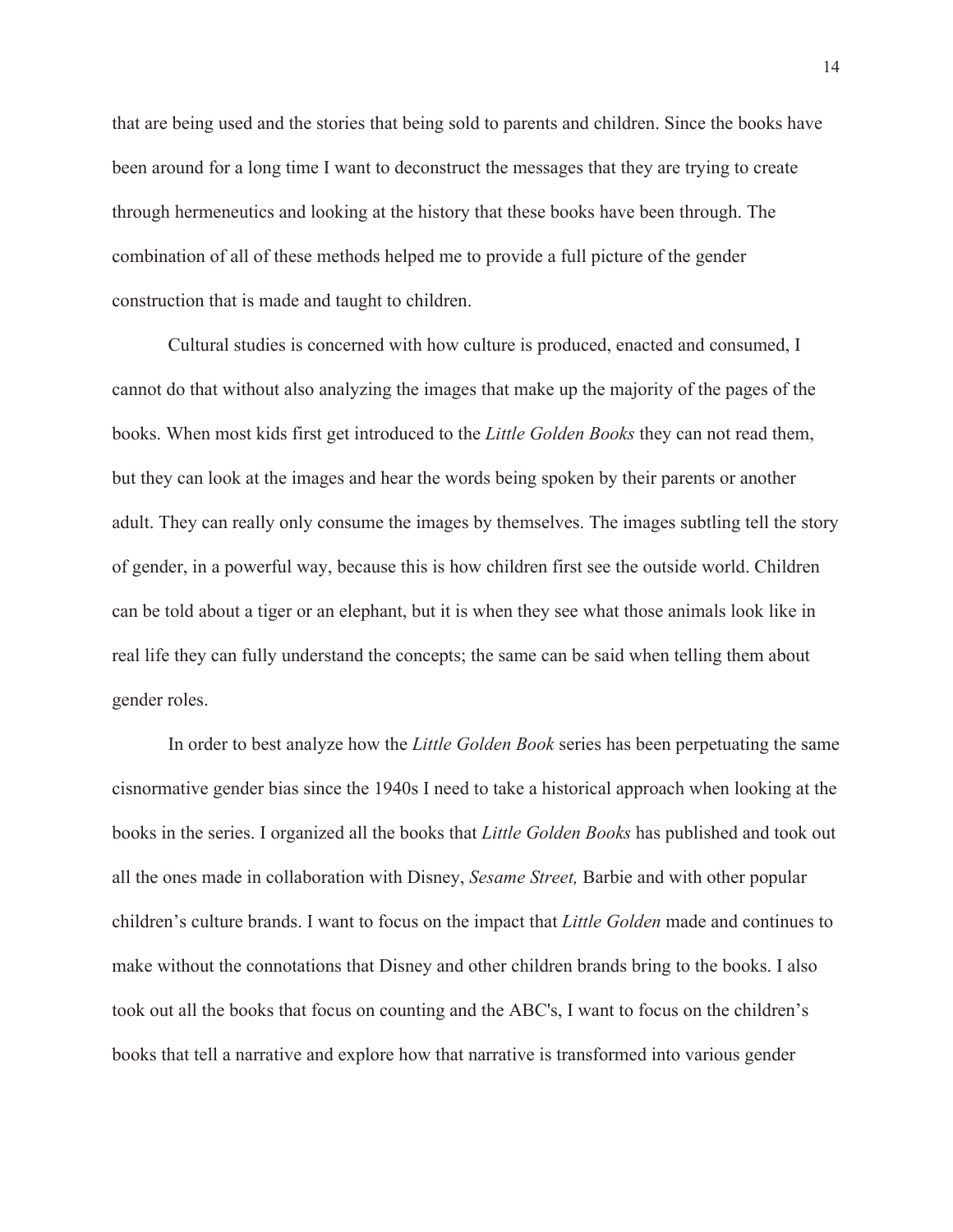that are being used and the stories that being sold to parents and children. Since the books have been around for a long time I want to deconstruct the messages that they are trying to create through hermeneutics and looking at the history that these books have been through. The combination of all of these methods helped me to provide a full picture of the gender construction that is made and taught to children.

Cultural studies is concerned with how culture is produced, enacted and consumed, I cannot do that without also analyzing the images that make up the majority of the pages of the books. When most kids first get introduced to the *Little Golden Books* they can not read them, but they can look at the images and hear the words being spoken by their parents or another adult. They can really only consume the images by themselves. The images subtling tell the story of gender, in a powerful way, because this is how children first see the outside world. Children can be told about a tiger or an elephant, but it is when they see what those animals look like in real life they can fully understand the concepts; the same can be said when telling them about gender roles.

In order to best analyze how the *Little Golden Book* series has been perpetuating the same cisnormative gender bias since the 1940s I need to take a historical approach when looking at the books in the series. I organized all the books that *Little Golden Books* has published and took out all the ones made in collaboration with Disney, *Sesame Street,* Barbie and with other popular children's culture brands. I want to focus on the impact that *Little Golden* made and continues to make without the connotations that Disney and other children brands bring to the books. I also took out all the books that focus on counting and the ABC's, I want to focus on the children's books that tell a narrative and explore how that narrative is transformed into various gender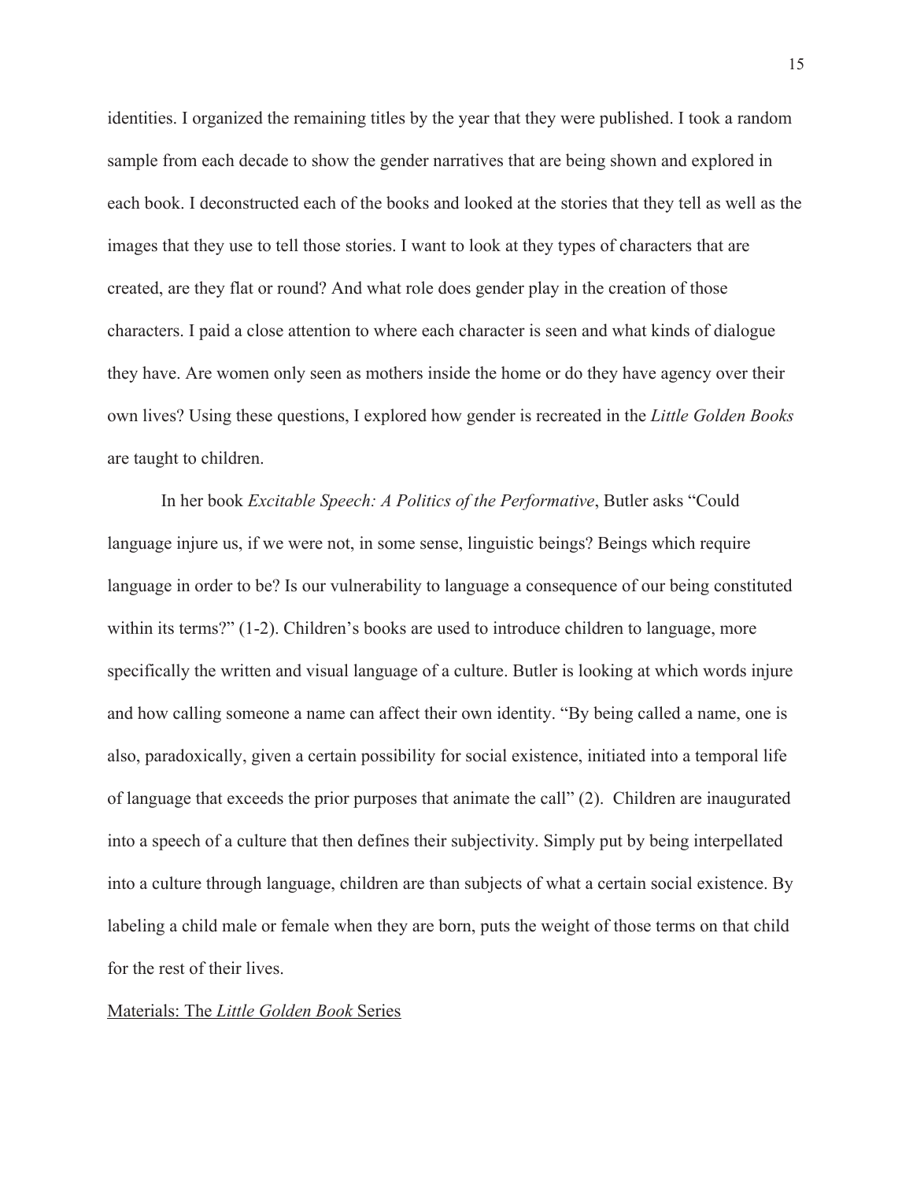identities. I organized the remaining titles by the year that they were published. I took a random sample from each decade to show the gender narratives that are being shown and explored in each book. I deconstructed each of the books and looked at the stories that they tell as well as the images that they use to tell those stories. I want to look at they types of characters that are created, are they flat or round? And what role does gender play in the creation of those characters. I paid a close attention to where each character is seen and what kinds of dialogue they have. Are women only seen as mothers inside the home or do they have agency over their own lives? Using these questions, I explored how gender is recreated in the *Little Golden Books* are taught to children.

In her book *Excitable Speech: A Politics of the Performative*, Butler asks "Could language injure us, if we were not, in some sense, linguistic beings? Beings which require language in order to be? Is our vulnerability to language a consequence of our being constituted within its terms?" (1-2). Children's books are used to introduce children to language, more specifically the written and visual language of a culture. Butler is looking at which words injure and how calling someone a name can affect their own identity. "By being called a name, one is also, paradoxically, given a certain possibility for social existence, initiated into a temporal life of language that exceeds the prior purposes that animate the call" (2). Children are inaugurated into a speech of a culture that then defines their subjectivity. Simply put by being interpellated into a culture through language, children are than subjects of what a certain social existence. By labeling a child male or female when they are born, puts the weight of those terms on that child for the rest of their lives.

<u>Materials: The *Little Golden Book* Series</u>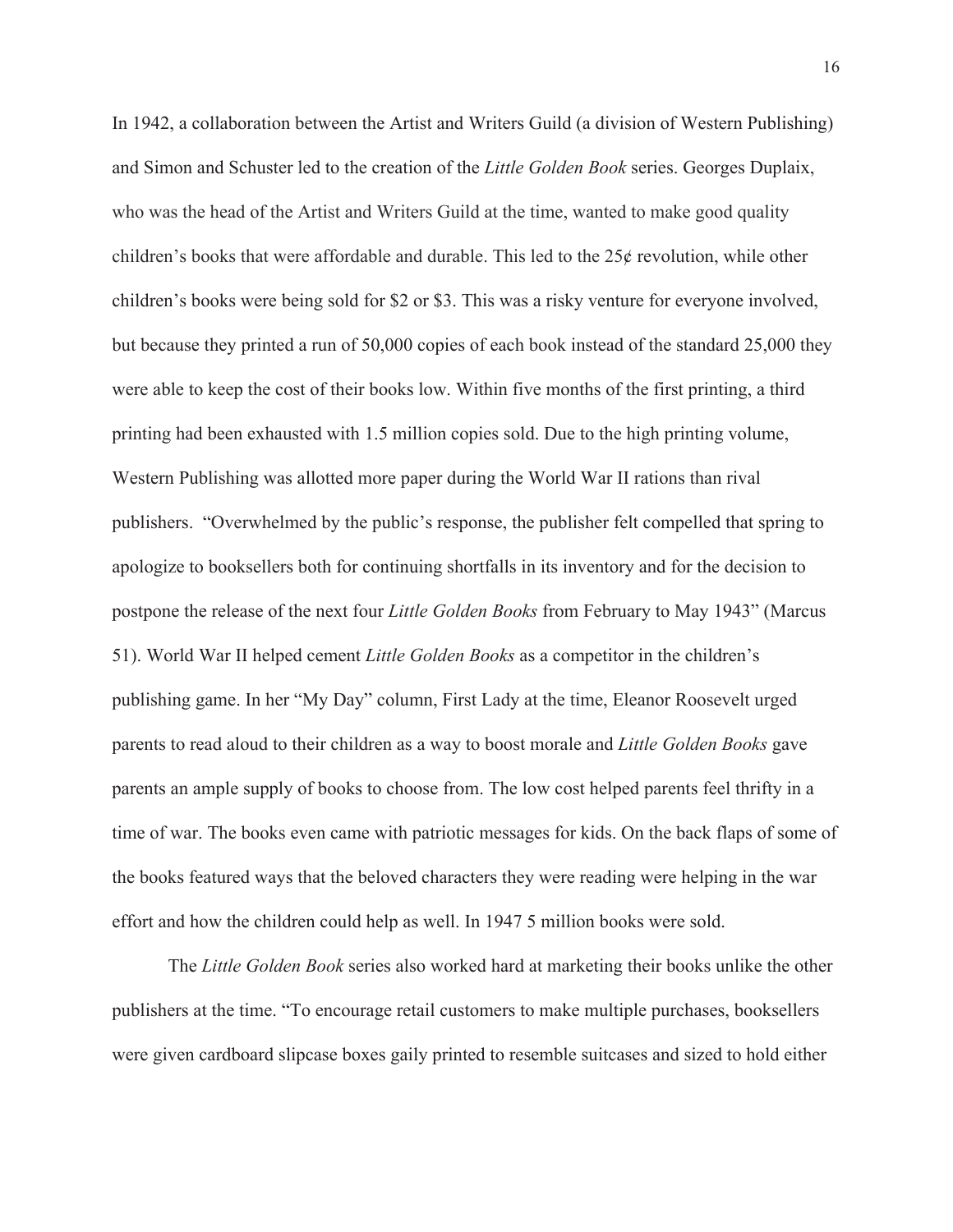In 1942, a collaboration between the Artist and Writers Guild (a division of Western Publishing) and Simon and Schuster led to the creation of the *Little Golden Book* series. Georges Duplaix, who was the head of the Artist and Writers Guild at the time, wanted to make good quality children's books that were affordable and durable. This led to the 25¢ revolution, while other children's books were being sold for $2 or $3. This was a risky venture for everyone involved, but because they printed a run of 50,000 copies of each book instead of the standard 25,000 they were able to keep the cost of their books low. Within five months of the first printing, a third printing had been exhausted with 1.5 million copies sold. Due to the high printing volume, Western Publishing was allotted more paper during the World War II rations than rival publishers. "Overwhelmed by the public's response, the publisher felt compelled that spring to apologize to booksellers both for continuing shortfalls in its inventory and for the decision to postpone the release of the next four *Little Golden Books* from February to May 1943" (Marcus 51). World War II helped cement *Little Golden Books* as a competitor in the children's publishing game. In her "My Day" column, First Lady at the time, Eleanor Roosevelt urged parents to read aloud to their children as a way to boost morale and *Little Golden Books* gave parents an ample supply of books to choose from. The low cost helped parents feel thrifty in a time of war. The books even came with patriotic messages for kids. On the back flaps of some of the books featured ways that the beloved characters they were reading were helping in the war effort and how the children could help as well. In 1947 5 million books were sold.

The *Little Golden Book* series also worked hard at marketing their books unlike the other publishers at the time. "To encourage retail customers to make multiple purchases, booksellers were given cardboard slipcase boxes gaily printed to resemble suitcases and sized to hold either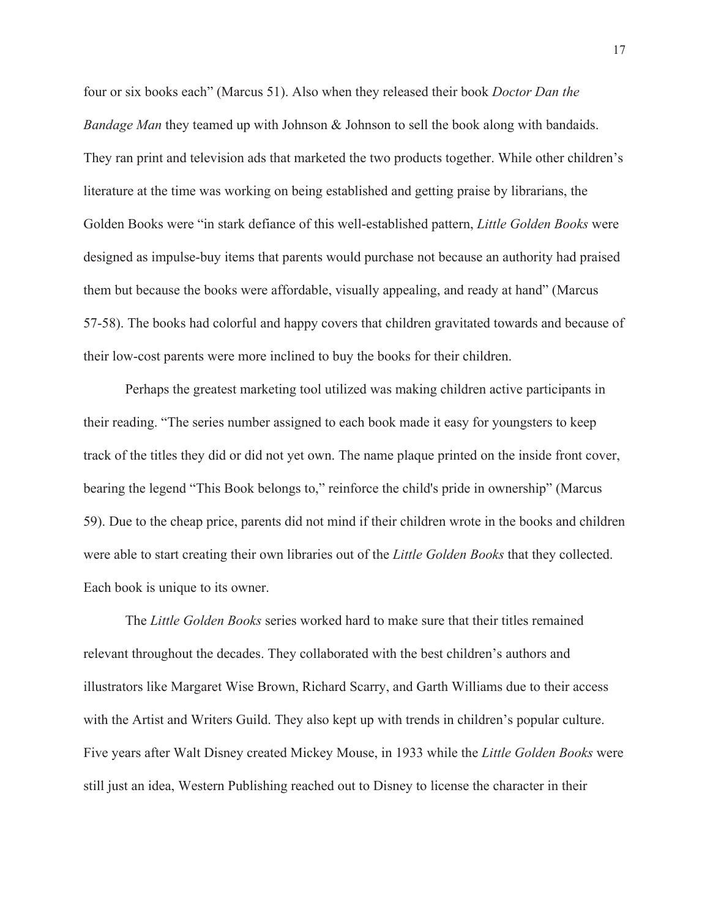four or six books each" (Marcus 51). Also when they released their book *Doctor Dan the Bandage Man* they teamed up with Johnson & Johnson to sell the book along with bandaids. They ran print and television ads that marketed the two products together. While other children's literature at the time was working on being established and getting praise by librarians, the Golden Books were "in stark defiance of this well-established pattern, *Little Golden Books* were designed as impulse-buy items that parents would purchase not because an authority had praised them but because the books were affordable, visually appealing, and ready at hand" (Marcus 57-58). The books had colorful and happy covers that children gravitated towards and because of their low-cost parents were more inclined to buy the books for their children.

Perhaps the greatest marketing tool utilized was making children active participants in their reading. "The series number assigned to each book made it easy for youngsters to keep track of the titles they did or did not yet own. The name plaque printed on the inside front cover, bearing the legend "This Book belongs to," reinforce the child's pride in ownership" (Marcus 59). Due to the cheap price, parents did not mind if their children wrote in the books and children were able to start creating their own libraries out of the *Little Golden Books* that they collected. Each book is unique to its owner.

The *Little Golden Books* series worked hard to make sure that their titles remained relevant throughout the decades. They collaborated with the best children's authors and illustrators like Margaret Wise Brown, Richard Scarry, and Garth Williams due to their access with the Artist and Writers Guild. They also kept up with trends in children's popular culture. Five years after Walt Disney created Mickey Mouse, in 1933 while the *Little Golden Books* were still just an idea, Western Publishing reached out to Disney to license the character in their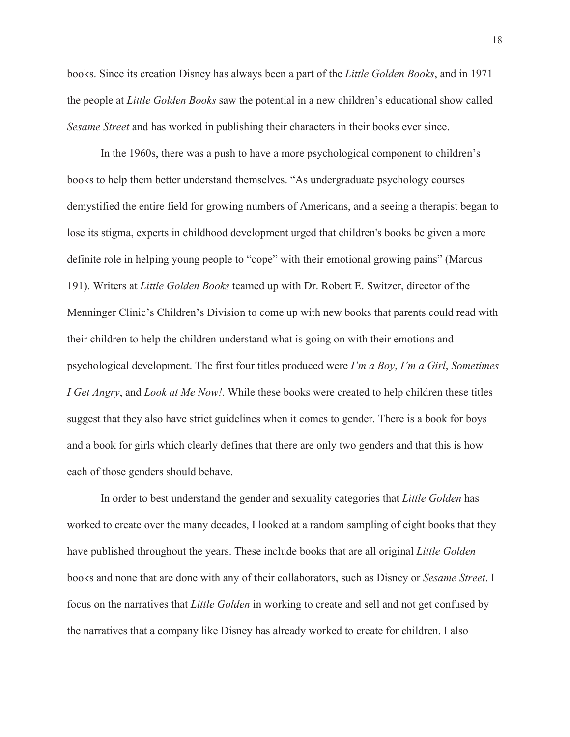books. Since its creation Disney has always been a part of the *Little Golden Books*, and in 1971 the people at *Little Golden Books* saw the potential in a new children's educational show called *Sesame Street* and has worked in publishing their characters in their books ever since.

In the 1960s, there was a push to have a more psychological component to children's books to help them better understand themselves. "As undergraduate psychology courses demystified the entire field for growing numbers of Americans, and a seeing a therapist began to lose its stigma, experts in childhood development urged that children's books be given a more definite role in helping young people to "cope" with their emotional growing pains" (Marcus 191). Writers at *Little Golden Books* teamed up with Dr. Robert E. Switzer, director of the Menninger Clinic's Children's Division to come up with new books that parents could read with their children to help the children understand what is going on with their emotions and psychological development. The first four titles produced were *I'm a Boy*, *I'm a Girl*, *Sometimes I Get Angry*, and *Look at Me Now!*. While these books were created to help children these titles suggest that they also have strict guidelines when it comes to gender. There is a book for boys and a book for girls which clearly defines that there are only two genders and that this is how each of those genders should behave.

In order to best understand the gender and sexuality categories that *Little Golden* has worked to create over the many decades, I looked at a random sampling of eight books that they have published throughout the years. These include books that are all original *Little Golden* books and none that are done with any of their collaborators, such as Disney or *Sesame Street*. I focus on the narratives that *Little Golden* in working to create and sell and not get confused by the narratives that a company like Disney has already worked to create for children. I also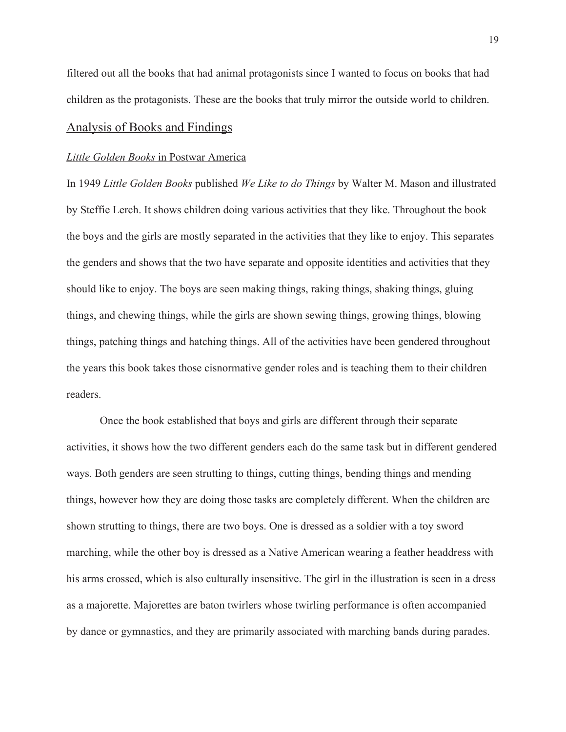filtered out all the books that had animal protagonists since I wanted to focus on books that had children as the protagonists. These are the books that truly mirror the outside world to children.

## Analysis of Books and Findings

### *Little Golden Books* in Postwar America

In 1949 *Little Golden Books* published *We Like to do Things* by Walter M. Mason and illustrated by Steffie Lerch. It shows children doing various activities that they like. Throughout the book the boys and the girls are mostly separated in the activities that they like to enjoy. This separates the genders and shows that the two have separate and opposite identities and activities that they should like to enjoy. The boys are seen making things, raking things, shaking things, gluing things, and chewing things, while the girls are shown sewing things, growing things, blowing things, patching things and hatching things. All of the activities have been gendered throughout the years this book takes those cisnormative gender roles and is teaching them to their children readers.

Once the book established that boys and girls are different through their separate activities, it shows how the two different genders each do the same task but in different gendered ways. Both genders are seen strutting to things, cutting things, bending things and mending things, however how they are doing those tasks are completely different. When the children are shown strutting to things, there are two boys. One is dressed as a soldier with a toy sword marching, while the other boy is dressed as a Native American wearing a feather headdress with his arms crossed, which is also culturally insensitive. The girl in the illustration is seen in a dress as a majorette. Majorettes are baton twirlers whose twirling performance is often accompanied by dance or gymnastics, and they are primarily associated with marching bands during parades.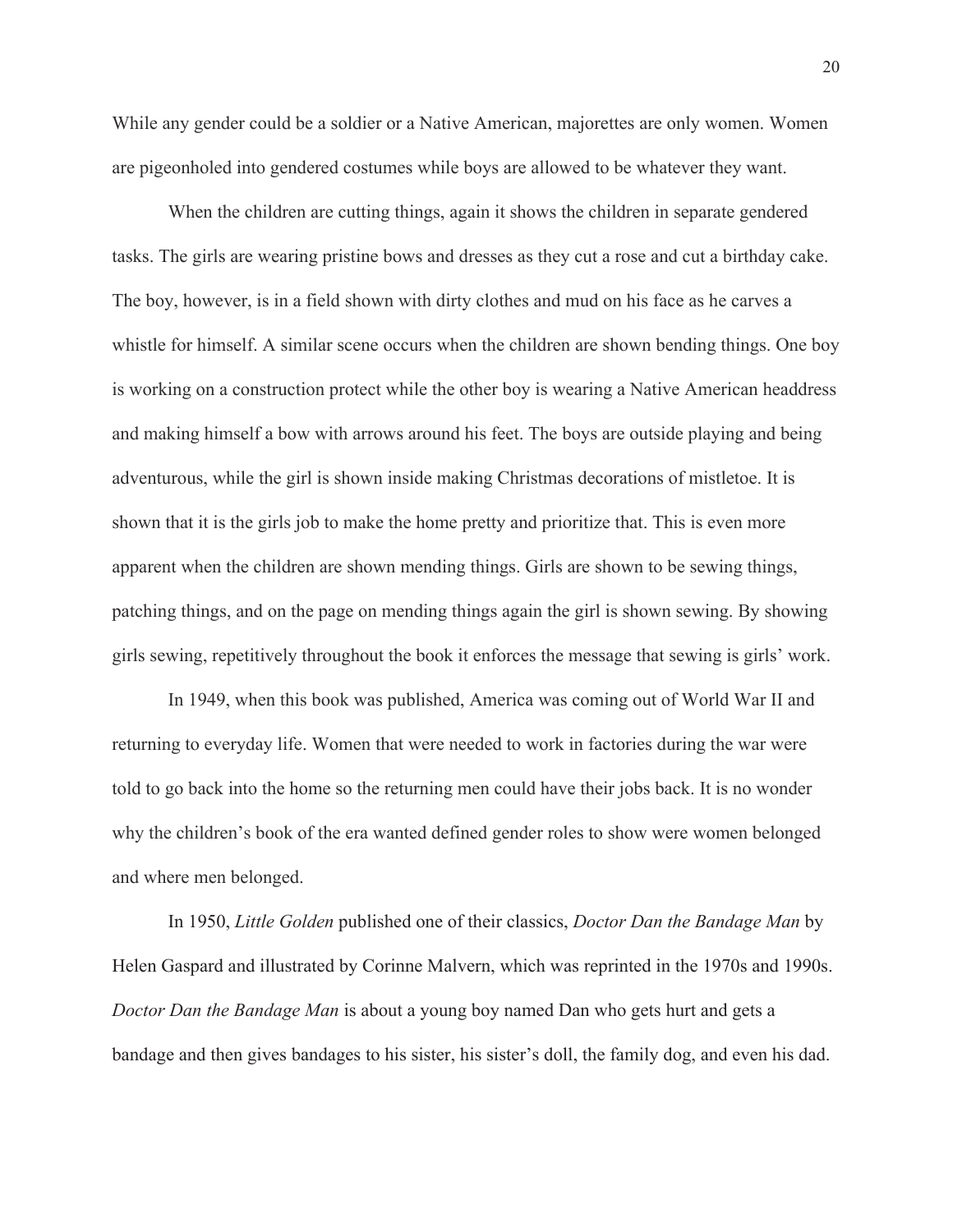While any gender could be a soldier or a Native American, majorettes are only women. Women are pigeonholed into gendered costumes while boys are allowed to be whatever they want.

When the children are cutting things, again it shows the children in separate gendered tasks. The girls are wearing pristine bows and dresses as they cut a rose and cut a birthday cake. The boy, however, is in a field shown with dirty clothes and mud on his face as he carves a whistle for himself. A similar scene occurs when the children are shown bending things. One boy is working on a construction protect while the other boy is wearing a Native American headdress and making himself a bow with arrows around his feet. The boys are outside playing and being adventurous, while the girl is shown inside making Christmas decorations of mistletoe. It is shown that it is the girls job to make the home pretty and prioritize that. This is even more apparent when the children are shown mending things. Girls are shown to be sewing things, patching things, and on the page on mending things again the girl is shown sewing. By showing girls sewing, repetitively throughout the book it enforces the message that sewing is girls' work.

In 1949, when this book was published, America was coming out of World War II and returning to everyday life. Women that were needed to work in factories during the war were told to go back into the home so the returning men could have their jobs back. It is no wonder why the children's book of the era wanted defined gender roles to show were women belonged and where men belonged.

In 1950, *Little Golden* published one of their classics, *Doctor Dan the Bandage Man* by Helen Gaspard and illustrated by Corinne Malvern, which was reprinted in the 1970s and 1990s. *Doctor Dan the Bandage Man* is about a young boy named Dan who gets hurt and gets a bandage and then gives bandages to his sister, his sister's doll, the family dog, and even his dad.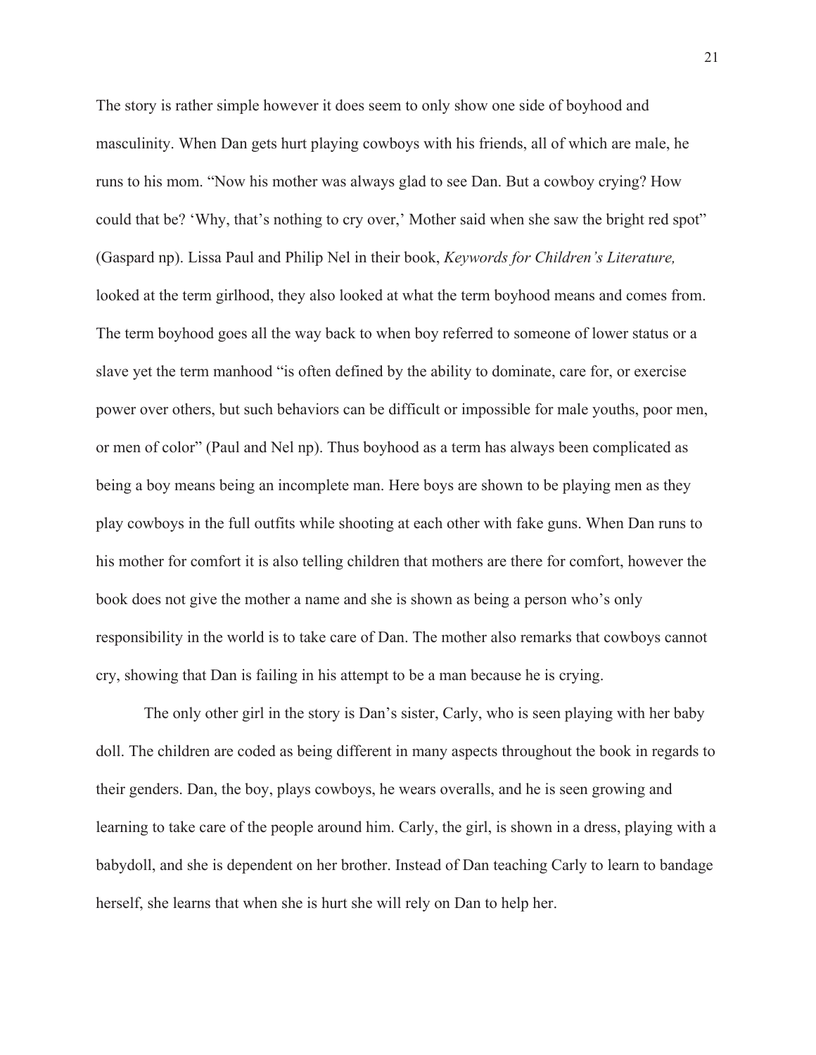The story is rather simple however it does seem to only show one side of boyhood and masculinity. When Dan gets hurt playing cowboys with his friends, all of which are male, he runs to his mom. "Now his mother was always glad to see Dan. But a cowboy crying? How could that be? 'Why, that's nothing to cry over,' Mother said when she saw the bright red spot" (Gaspard np). Lissa Paul and Philip Nel in their book, *Keywords for Children's Literature,* looked at the term girlhood, they also looked at what the term boyhood means and comes from. The term boyhood goes all the way back to when boy referred to someone of lower status or a slave yet the term manhood "is often defined by the ability to dominate, care for, or exercise power over others, but such behaviors can be difficult or impossible for male youths, poor men, or men of color" (Paul and Nel np). Thus boyhood as a term has always been complicated as being a boy means being an incomplete man. Here boys are shown to be playing men as they play cowboys in the full outfits while shooting at each other with fake guns. When Dan runs to his mother for comfort it is also telling children that mothers are there for comfort, however the book does not give the mother a name and she is shown as being a person who's only responsibility in the world is to take care of Dan. The mother also remarks that cowboys cannot cry, showing that Dan is failing in his attempt to be a man because he is crying.

The only other girl in the story is Dan's sister, Carly, who is seen playing with her baby doll. The children are coded as being different in many aspects throughout the book in regards to their genders. Dan, the boy, plays cowboys, he wears overalls, and he is seen growing and learning to take care of the people around him. Carly, the girl, is shown in a dress, playing with a babydoll, and she is dependent on her brother. Instead of Dan teaching Carly to learn to bandage herself, she learns that when she is hurt she will rely on Dan to help her.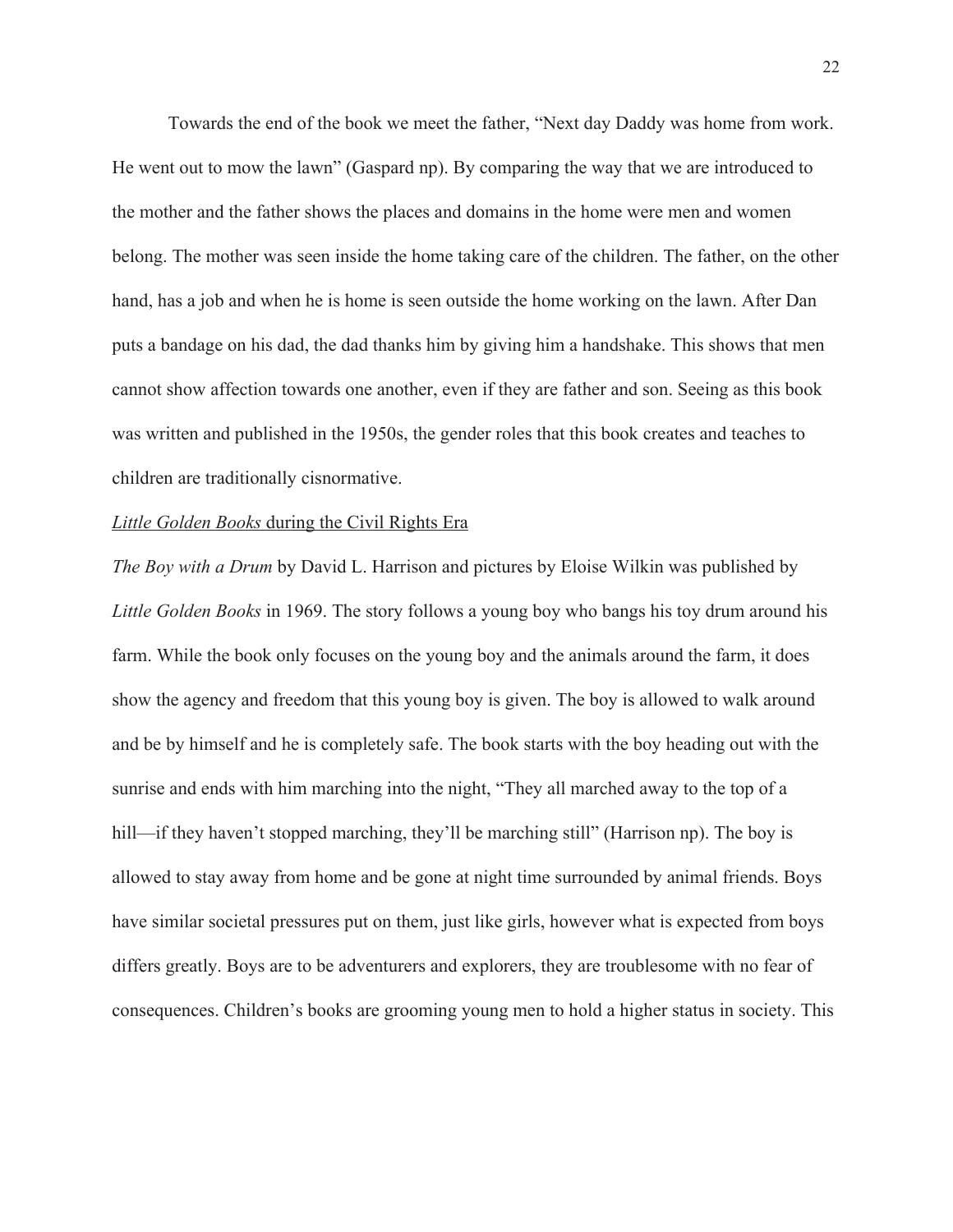Towards the end of the book we meet the father, "Next day Daddy was home from work. He went out to mow the lawn" (Gaspard np). By comparing the way that we are introduced to the mother and the father shows the places and domains in the home were men and women belong. The mother was seen inside the home taking care of the children. The father, on the other hand, has a job and when he is home is seen outside the home working on the lawn. After Dan puts a bandage on his dad, the dad thanks him by giving him a handshake. This shows that men cannot show affection towards one another, even if they are father and son. Seeing as this book was written and published in the 1950s, the gender roles that this book creates and teaches to children are traditionally cisnormative.

### *Little Golden Books* during the Civil Rights Era

*The Boy with a Drum* by David L. Harrison and pictures by Eloise Wilkin was published by *Little Golden Books* in 1969. The story follows a young boy who bangs his toy drum around his farm. While the book only focuses on the young boy and the animals around the farm, it does show the agency and freedom that this young boy is given. The boy is allowed to walk around and be by himself and he is completely safe. The book starts with the boy heading out with the sunrise and ends with him marching into the night, "They all marched away to the top of a hill—if they haven't stopped marching, they'll be marching still" (Harrison np). The boy is allowed to stay away from home and be gone at night time surrounded by animal friends. Boys have similar societal pressures put on them, just like girls, however what is expected from boys differs greatly. Boys are to be adventurers and explorers, they are troublesome with no fear of consequences. Children's books are grooming young men to hold a higher status in society. This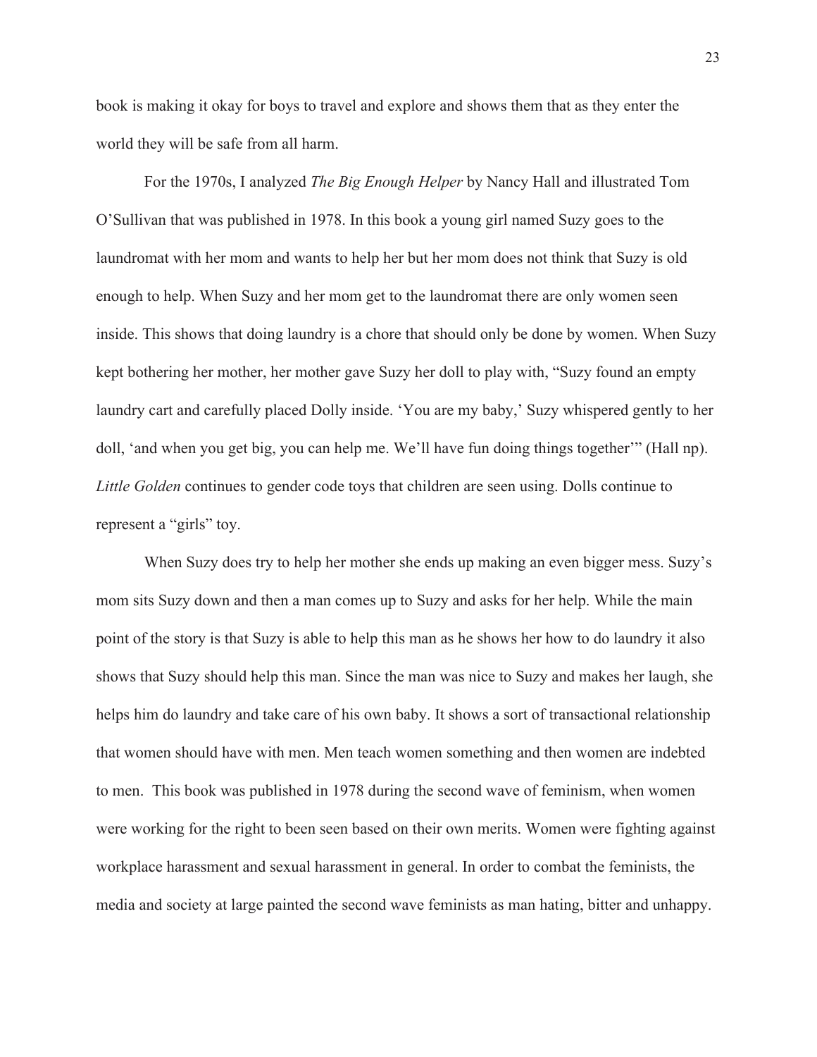book is making it okay for boys to travel and explore and shows them that as they enter the world they will be safe from all harm.

For the 1970s, I analyzed *The Big Enough Helper* by Nancy Hall and illustrated Tom O'Sullivan that was published in 1978. In this book a young girl named Suzy goes to the laundromat with her mom and wants to help her but her mom does not think that Suzy is old enough to help. When Suzy and her mom get to the laundromat there are only women seen inside. This shows that doing laundry is a chore that should only be done by women. When Suzy kept bothering her mother, her mother gave Suzy her doll to play with, "Suzy found an empty laundry cart and carefully placed Dolly inside. 'You are my baby,' Suzy whispered gently to her doll, 'and when you get big, you can help me. We'll have fun doing things together'" (Hall np). *Little Golden* continues to gender code toys that children are seen using. Dolls continue to represent a "girls" toy.

When Suzy does try to help her mother she ends up making an even bigger mess. Suzy's mom sits Suzy down and then a man comes up to Suzy and asks for her help. While the main point of the story is that Suzy is able to help this man as he shows her how to do laundry it also shows that Suzy should help this man. Since the man was nice to Suzy and makes her laugh, she helps him do laundry and take care of his own baby. It shows a sort of transactional relationship that women should have with men. Men teach women something and then women are indebted to men. This book was published in 1978 during the second wave of feminism, when women were working for the right to been seen based on their own merits. Women were fighting against workplace harassment and sexual harassment in general. In order to combat the feminists, the media and society at large painted the second wave feminists as man hating, bitter and unhappy.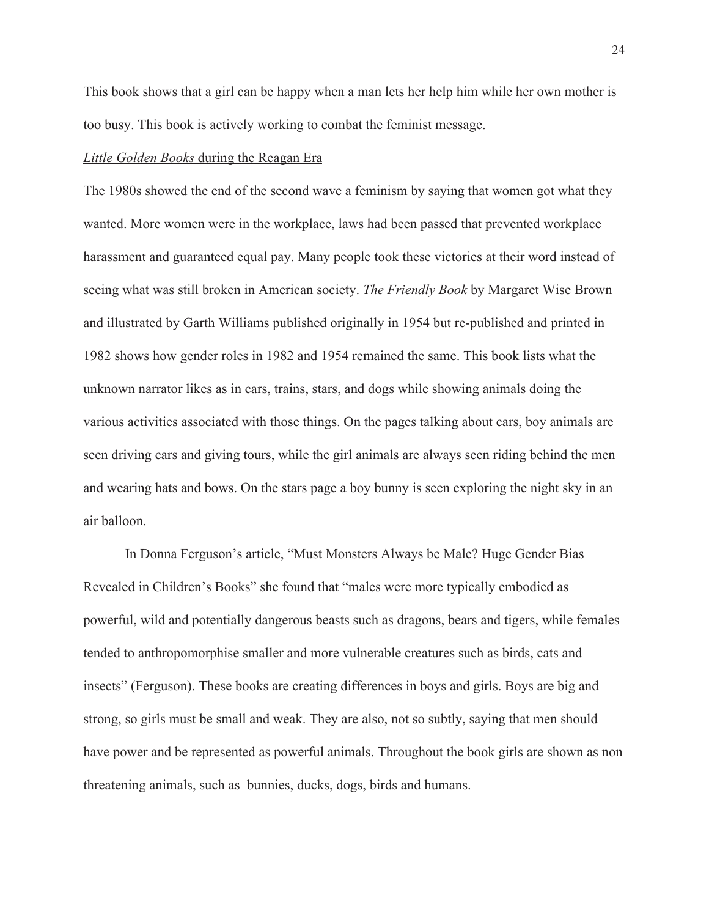This book shows that a girl can be happy when a man lets her help him while her own mother is too busy. This book is actively working to combat the feminist message.

<u>*Little Golden Books* during the Reagan Era</u>

The 1980s showed the end of the second wave a feminism by saying that women got what they wanted. More women were in the workplace, laws had been passed that prevented workplace harassment and guaranteed equal pay. Many people took these victories at their word instead of seeing what was still broken in American society. *The Friendly Book* by Margaret Wise Brown and illustrated by Garth Williams published originally in 1954 but re-published and printed in 1982 shows how gender roles in 1982 and 1954 remained the same. This book lists what the unknown narrator likes as in cars, trains, stars, and dogs while showing animals doing the various activities associated with those things. On the pages talking about cars, boy animals are seen driving cars and giving tours, while the girl animals are always seen riding behind the men and wearing hats and bows. On the stars page a boy bunny is seen exploring the night sky in an air balloon.

In Donna Ferguson's article, "Must Monsters Always be Male? Huge Gender Bias Revealed in Children's Books" she found that "males were more typically embodied as powerful, wild and potentially dangerous beasts such as dragons, bears and tigers, while females tended to anthropomorphise smaller and more vulnerable creatures such as birds, cats and insects" (Ferguson). These books are creating differences in boys and girls. Boys are big and strong, so girls must be small and weak. They are also, not so subtly, saying that men should have power and be represented as powerful animals. Throughout the book girls are shown as non threatening animals, such as bunnies, ducks, dogs, birds and humans.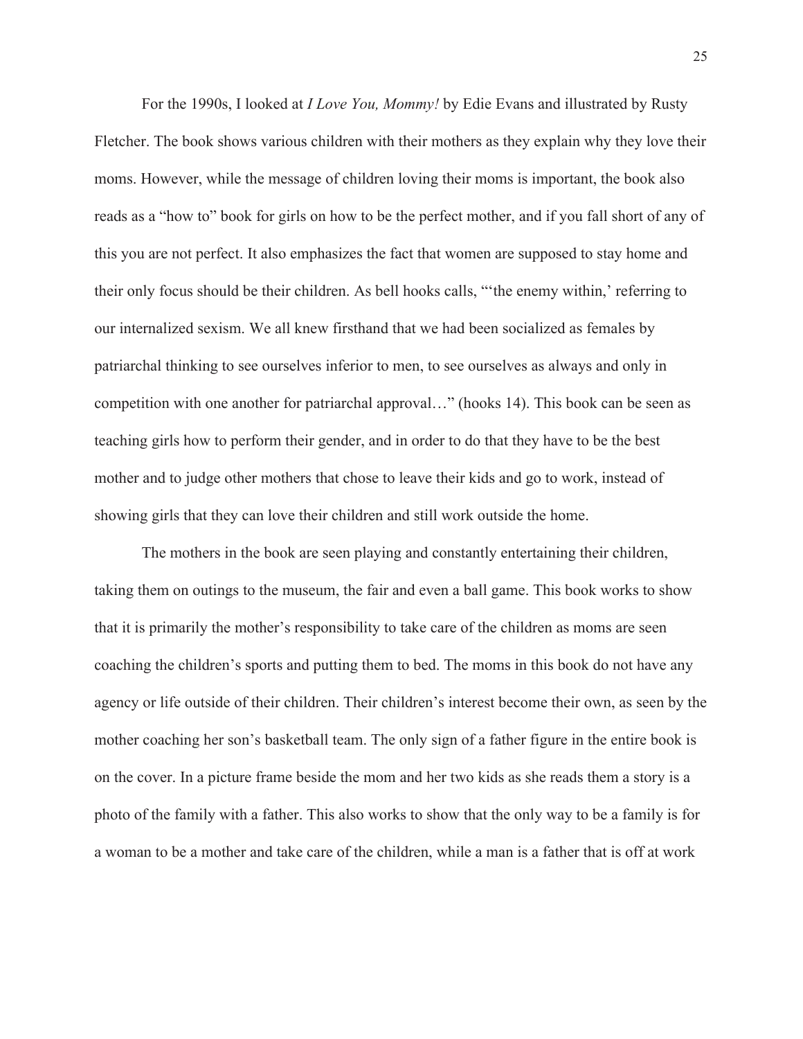For the 1990s, I looked at *I Love You, Mommy!* by Edie Evans and illustrated by Rusty Fletcher. The book shows various children with their mothers as they explain why they love their moms. However, while the message of children loving their moms is important, the book also reads as a "how to" book for girls on how to be the perfect mother, and if you fall short of any of this you are not perfect. It also emphasizes the fact that women are supposed to stay home and their only focus should be their children. As bell hooks calls, "'the enemy within,' referring to our internalized sexism. We all knew firsthand that we had been socialized as females by patriarchal thinking to see ourselves inferior to men, to see ourselves as always and only in competition with one another for patriarchal approval…" (hooks 14). This book can be seen as teaching girls how to perform their gender, and in order to do that they have to be the best mother and to judge other mothers that chose to leave their kids and go to work, instead of showing girls that they can love their children and still work outside the home.

The mothers in the book are seen playing and constantly entertaining their children, taking them on outings to the museum, the fair and even a ball game. This book works to show that it is primarily the mother's responsibility to take care of the children as moms are seen coaching the children's sports and putting them to bed. The moms in this book do not have any agency or life outside of their children. Their children's interest become their own, as seen by the mother coaching her son's basketball team. The only sign of a father figure in the entire book is on the cover. In a picture frame beside the mom and her two kids as she reads them a story is a photo of the family with a father. This also works to show that the only way to be a family is for a woman to be a mother and take care of the children, while a man is a father that is off at work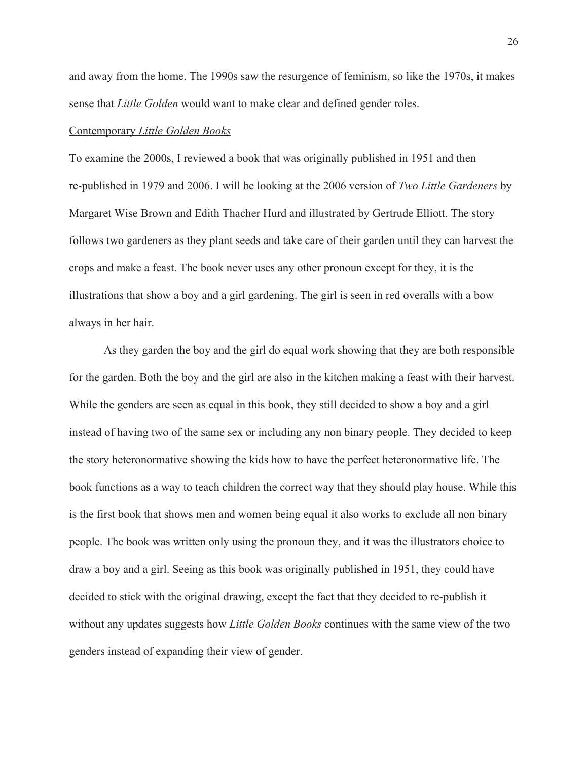and away from the home. The 1990s saw the resurgence of feminism, so like the 1970s, it makes sense that *Little Golden* would want to make clear and defined gender roles.

<u>Contemporary *Little Golden Books*</u>

To examine the 2000s, I reviewed a book that was originally published in 1951 and then re-published in 1979 and 2006. I will be looking at the 2006 version of *Two Little Gardeners* by Margaret Wise Brown and Edith Thacher Hurd and illustrated by Gertrude Elliott. The story follows two gardeners as they plant seeds and take care of their garden until they can harvest the crops and make a feast. The book never uses any other pronoun except for they, it is the illustrations that show a boy and a girl gardening. The girl is seen in red overalls with a bow always in her hair.

As they garden the boy and the girl do equal work showing that they are both responsible for the garden. Both the boy and the girl are also in the kitchen making a feast with their harvest. While the genders are seen as equal in this book, they still decided to show a boy and a girl instead of having two of the same sex or including any non binary people. They decided to keep the story heteronormative showing the kids how to have the perfect heteronormative life. The book functions as a way to teach children the correct way that they should play house. While this is the first book that shows men and women being equal it also works to exclude all non binary people. The book was written only using the pronoun they, and it was the illustrators choice to draw a boy and a girl. Seeing as this book was originally published in 1951, they could have decided to stick with the original drawing, except the fact that they decided to re-publish it without any updates suggests how *Little Golden Books* continues with the same view of the two genders instead of expanding their view of gender.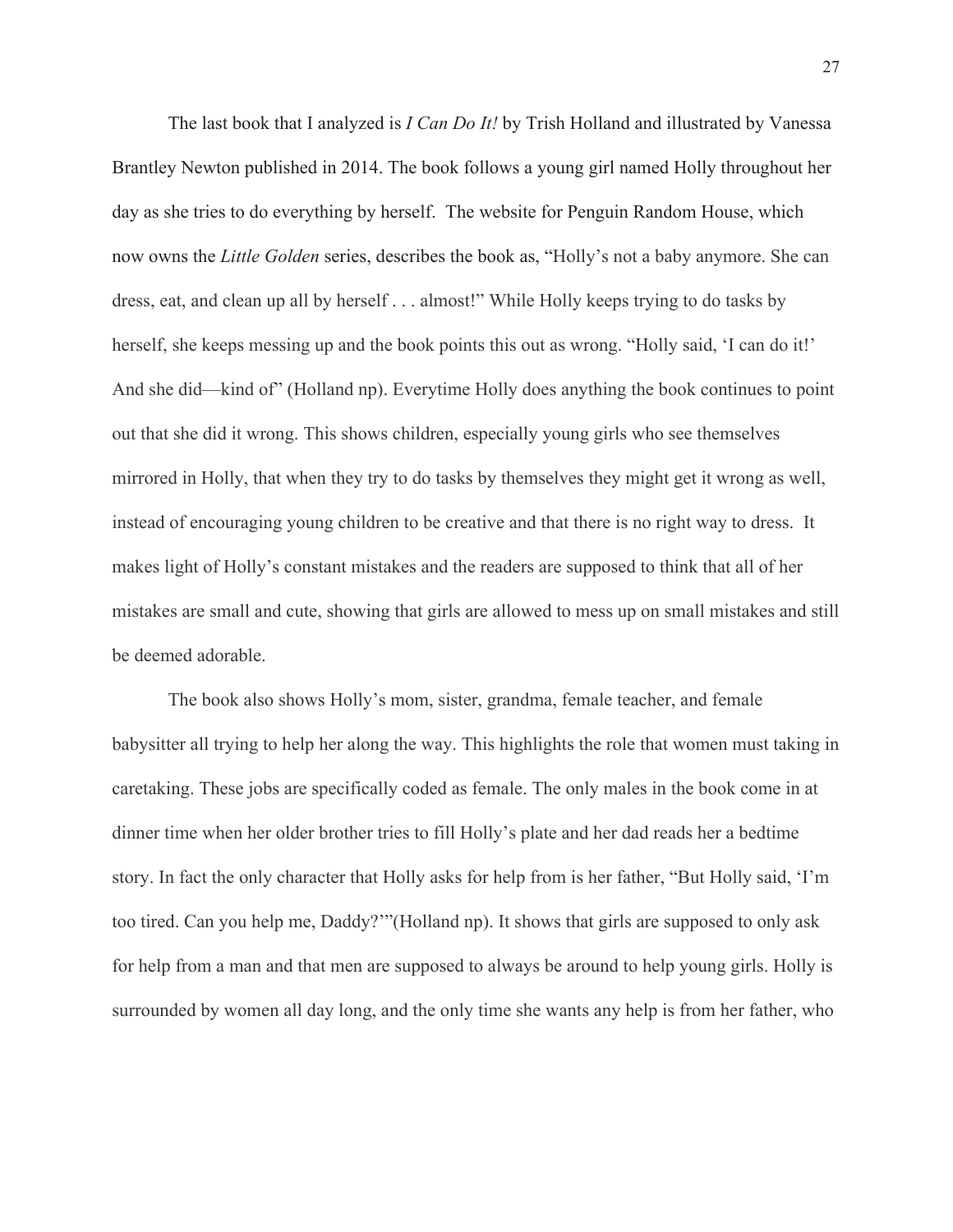The last book that I analyzed is *I Can Do It!* by Trish Holland and illustrated by Vanessa Brantley Newton published in 2014. The book follows a young girl named Holly throughout her day as she tries to do everything by herself. The website for Penguin Random House, which now owns the *Little Golden* series, describes the book as, "Holly's not a baby anymore. She can dress, eat, and clean up all by herself . . . almost!" While Holly keeps trying to do tasks by herself, she keeps messing up and the book points this out as wrong. "Holly said, 'I can do it!' And she did—kind of" (Holland np). Everytime Holly does anything the book continues to point out that she did it wrong. This shows children, especially young girls who see themselves mirrored in Holly, that when they try to do tasks by themselves they might get it wrong as well, instead of encouraging young children to be creative and that there is no right way to dress. It makes light of Holly's constant mistakes and the readers are supposed to think that all of her mistakes are small and cute, showing that girls are allowed to mess up on small mistakes and still be deemed adorable.

The book also shows Holly's mom, sister, grandma, female teacher, and female babysitter all trying to help her along the way. This highlights the role that women must taking in caretaking. These jobs are specifically coded as female. The only males in the book come in at dinner time when her older brother tries to fill Holly's plate and her dad reads her a bedtime story. In fact the only character that Holly asks for help from is her father, "But Holly said, 'I'm too tired. Can you help me, Daddy?'"(Holland np). It shows that girls are supposed to only ask for help from a man and that men are supposed to always be around to help young girls. Holly is surrounded by women all day long, and the only time she wants any help is from her father, who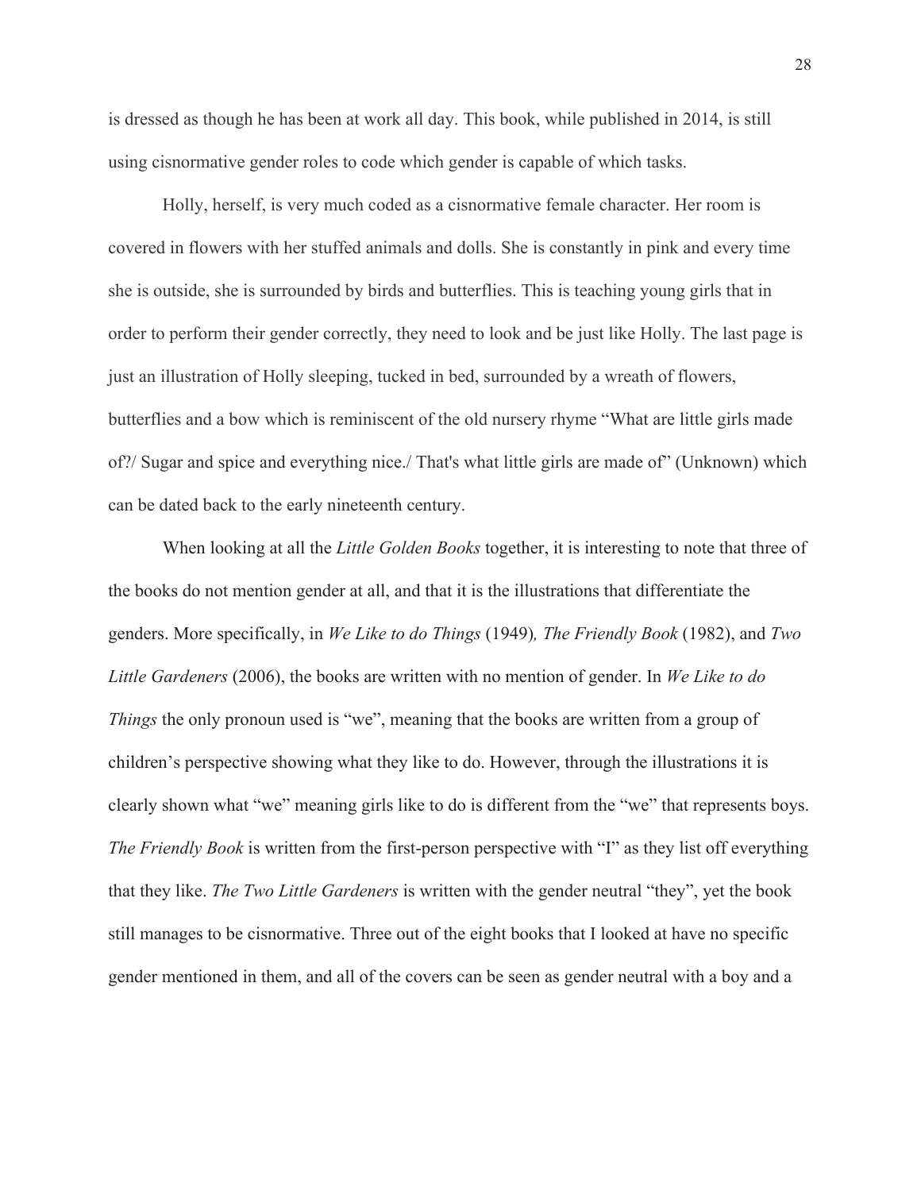is dressed as though he has been at work all day. This book, while published in 2014, is still using cisnormative gender roles to code which gender is capable of which tasks.

Holly, herself, is very much coded as a cisnormative female character. Her room is covered in flowers with her stuffed animals and dolls. She is constantly in pink and every time she is outside, she is surrounded by birds and butterflies. This is teaching young girls that in order to perform their gender correctly, they need to look and be just like Holly. The last page is just an illustration of Holly sleeping, tucked in bed, surrounded by a wreath of flowers, butterflies and a bow which is reminiscent of the old nursery rhyme "What are little girls made of?/ Sugar and spice and everything nice./ That's what little girls are made of" (Unknown) which can be dated back to the early nineteenth century.

When looking at all the *Little Golden Books* together, it is interesting to note that three of the books do not mention gender at all, and that it is the illustrations that differentiate the genders. More specifically, in *We Like to do Things* (1949)*, The Friendly Book* (1982), and *Two Little Gardeners* (2006), the books are written with no mention of gender. In *We Like to do Things* the only pronoun used is "we", meaning that the books are written from a group of children's perspective showing what they like to do. However, through the illustrations it is clearly shown what "we" meaning girls like to do is different from the "we" that represents boys. *The Friendly Book* is written from the first-person perspective with "I" as they list off everything that they like. *The Two Little Gardeners* is written with the gender neutral "they", yet the book still manages to be cisnormative. Three out of the eight books that I looked at have no specific gender mentioned in them, and all of the covers can be seen as gender neutral with a boy and a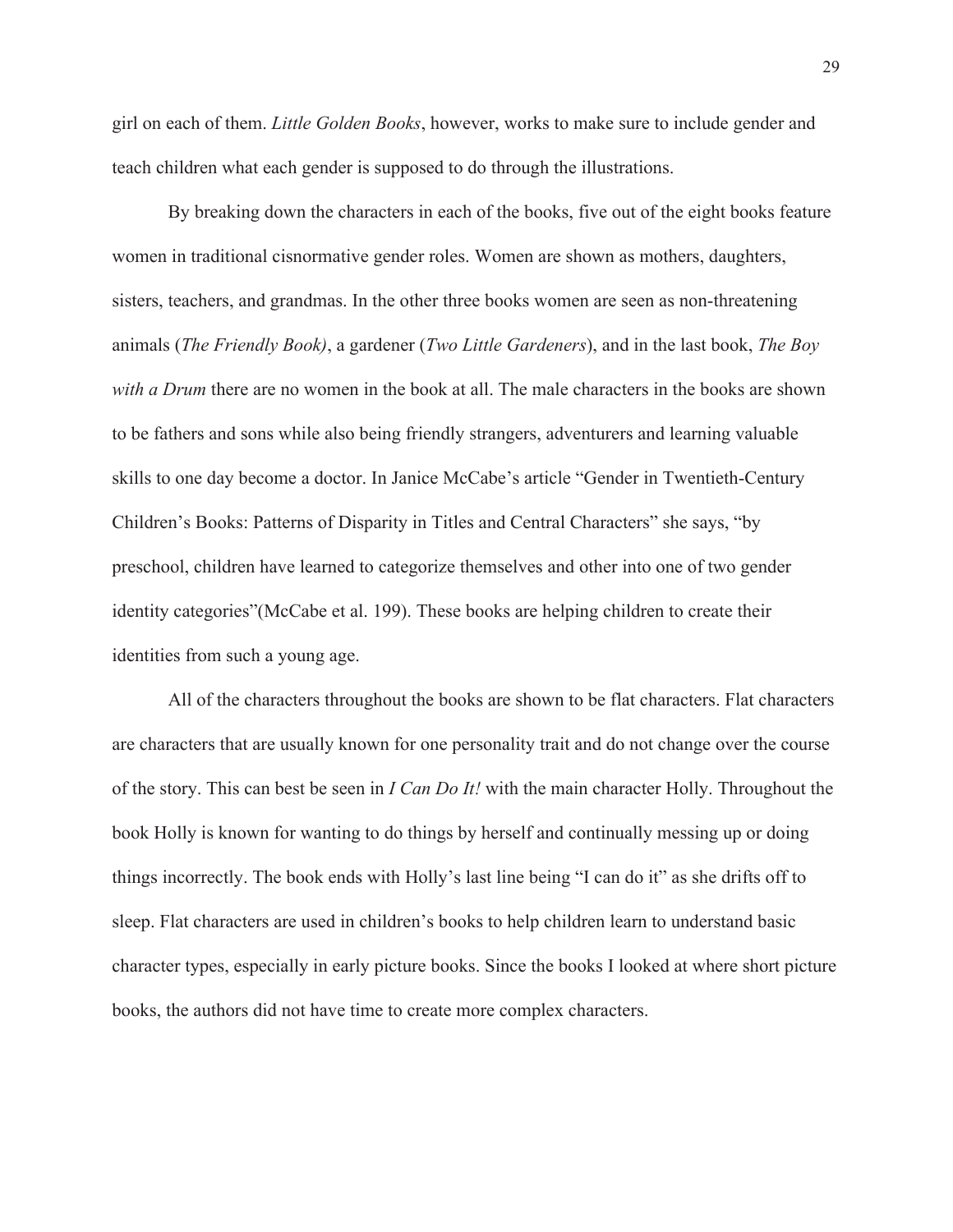girl on each of them. *Little Golden Books*, however, works to make sure to include gender and teach children what each gender is supposed to do through the illustrations.

By breaking down the characters in each of the books, five out of the eight books feature women in traditional cisnormative gender roles. Women are shown as mothers, daughters, sisters, teachers, and grandmas. In the other three books women are seen as non-threatening animals (*The Friendly Book)*, a gardener (*Two Little Gardeners*), and in the last book, *The Boy with a Drum* there are no women in the book at all. The male characters in the books are shown to be fathers and sons while also being friendly strangers, adventurers and learning valuable skills to one day become a doctor. In Janice McCabe's article "Gender in Twentieth-Century Children's Books: Patterns of Disparity in Titles and Central Characters" she says, "by preschool, children have learned to categorize themselves and other into one of two gender identity categories"(McCabe et al. 199). These books are helping children to create their identities from such a young age.

All of the characters throughout the books are shown to be flat characters. Flat characters are characters that are usually known for one personality trait and do not change over the course of the story. This can best be seen in *I Can Do It!* with the main character Holly. Throughout the book Holly is known for wanting to do things by herself and continually messing up or doing things incorrectly. The book ends with Holly's last line being "I can do it" as she drifts off to sleep. Flat characters are used in children's books to help children learn to understand basic character types, especially in early picture books. Since the books I looked at where short picture books, the authors did not have time to create more complex characters.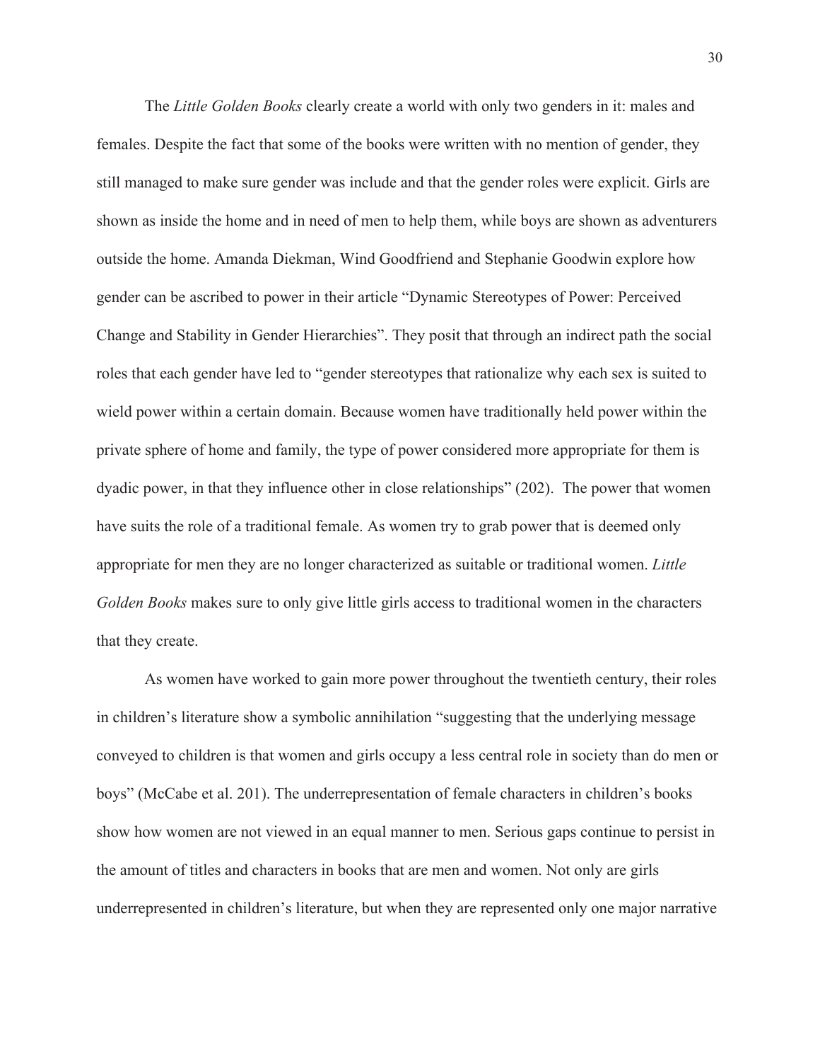The *Little Golden Books* clearly create a world with only two genders in it: males and females. Despite the fact that some of the books were written with no mention of gender, they still managed to make sure gender was include and that the gender roles were explicit. Girls are shown as inside the home and in need of men to help them, while boys are shown as adventurers outside the home. Amanda Diekman, Wind Goodfriend and Stephanie Goodwin explore how gender can be ascribed to power in their article "Dynamic Stereotypes of Power: Perceived Change and Stability in Gender Hierarchies". They posit that through an indirect path the social roles that each gender have led to "gender stereotypes that rationalize why each sex is suited to wield power within a certain domain. Because women have traditionally held power within the private sphere of home and family, the type of power considered more appropriate for them is dyadic power, in that they influence other in close relationships" (202). The power that women have suits the role of a traditional female. As women try to grab power that is deemed only appropriate for men they are no longer characterized as suitable or traditional women. *Little Golden Books* makes sure to only give little girls access to traditional women in the characters that they create.

As women have worked to gain more power throughout the twentieth century, their roles in children's literature show a symbolic annihilation "suggesting that the underlying message conveyed to children is that women and girls occupy a less central role in society than do men or boys" (McCabe et al. 201). The underrepresentation of female characters in children's books show how women are not viewed in an equal manner to men. Serious gaps continue to persist in the amount of titles and characters in books that are men and women. Not only are girls underrepresented in children's literature, but when they are represented only one major narrative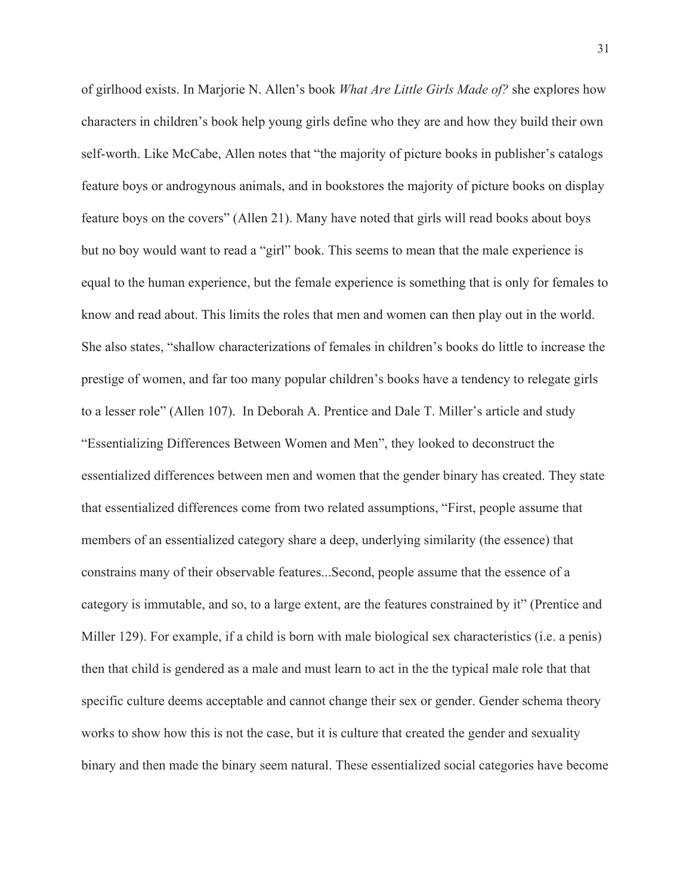of girlhood exists. In Marjorie N. Allen's book *What Are Little Girls Made of?* she explores how characters in children's book help young girls define who they are and how they build their own self-worth. Like McCabe, Allen notes that "the majority of picture books in publisher's catalogs feature boys or androgynous animals, and in bookstores the majority of picture books on display feature boys on the covers" (Allen 21). Many have noted that girls will read books about boys but no boy would want to read a "girl" book. This seems to mean that the male experience is equal to the human experience, but the female experience is something that is only for females to know and read about. This limits the roles that men and women can then play out in the world. She also states, "shallow characterizations of females in children's books do little to increase the prestige of women, and far too many popular children's books have a tendency to relegate girls to a lesser role" (Allen 107). In Deborah A. Prentice and Dale T. Miller's article and study "Essentializing Differences Between Women and Men", they looked to deconstruct the essentialized differences between men and women that the gender binary has created. They state that essentialized differences come from two related assumptions, "First, people assume that members of an essentialized category share a deep, underlying similarity (the essence) that constrains many of their observable features...Second, people assume that the essence of a category is immutable, and so, to a large extent, are the features constrained by it" (Prentice and Miller 129). For example, if a child is born with male biological sex characteristics (i.e. a penis) then that child is gendered as a male and must learn to act in the the typical male role that that specific culture deems acceptable and cannot change their sex or gender. Gender schema theory works to show how this is not the case, but it is culture that created the gender and sexuality binary and then made the binary seem natural. These essentialized social categories have become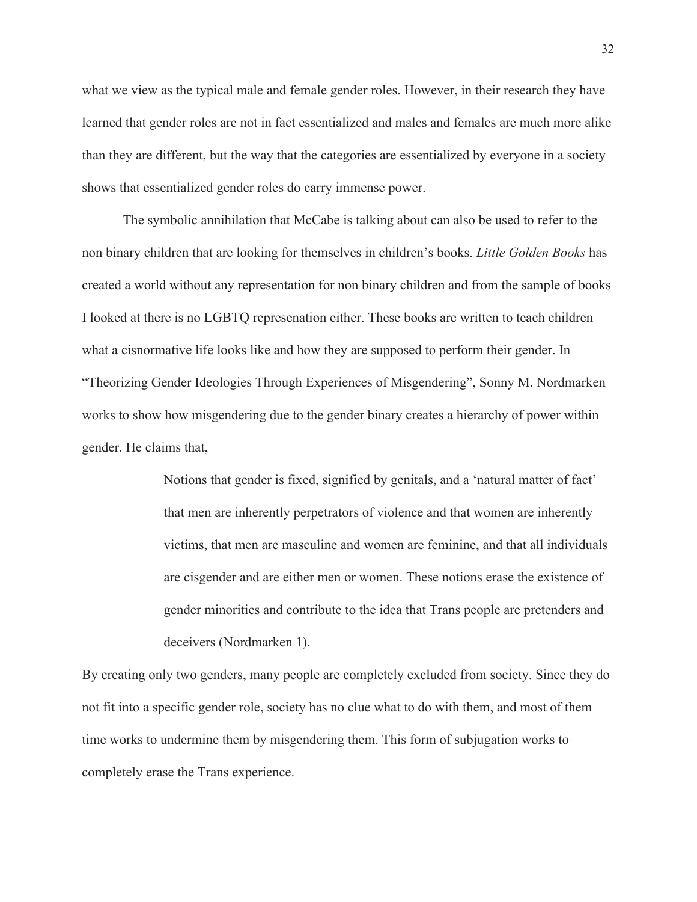what we view as the typical male and female gender roles. However, in their research they have learned that gender roles are not in fact essentialized and males and females are much more alike than they are different, but the way that the categories are essentialized by everyone in a society shows that essentialized gender roles do carry immense power.

The symbolic annihilation that McCabe is talking about can also be used to refer to the non binary children that are looking for themselves in children's books. *Little Golden Books* has created a world without any representation for non binary children and from the sample of books I looked at there is no LGBTQ represenation either. These books are written to teach children what a cisnormative life looks like and how they are supposed to perform their gender. In "Theorizing Gender Ideologies Through Experiences of Misgendering", Sonny M. Nordmarken works to show how misgendering due to the gender binary creates a hierarchy of power within gender. He claims that,

> Notions that gender is fixed, signified by genitals, and a 'natural matter of fact' that men are inherently perpetrators of violence and that women are inherently victims, that men are masculine and women are feminine, and that all individuals are cisgender and are either men or women. These notions erase the existence of gender minorities and contribute to the idea that Trans people are pretenders and deceivers (Nordmarken 1).

By creating only two genders, many people are completely excluded from society. Since they do not fit into a specific gender role, society has no clue what to do with them, and most of them time works to undermine them by misgendering them. This form of subjugation works to completely erase the Trans experience.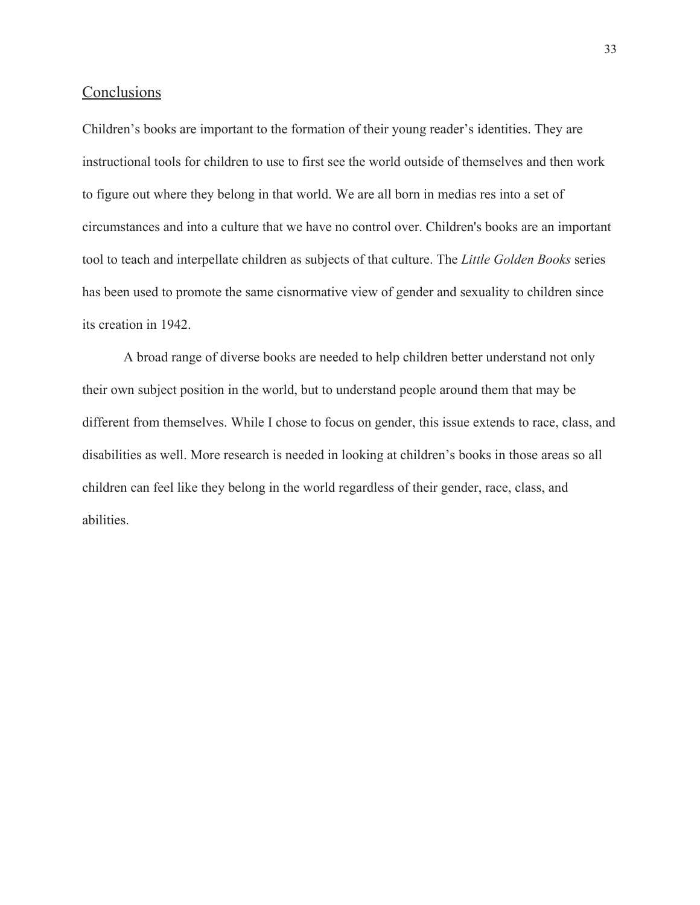## Conclusions

Children's books are important to the formation of their young reader's identities. They are instructional tools for children to use to first see the world outside of themselves and then work to figure out where they belong in that world. We are all born in medias res into a set of circumstances and into a culture that we have no control over. Children's books are an important tool to teach and interpellate children as subjects of that culture. The *Little Golden Books* series has been used to promote the same cisnormative view of gender and sexuality to children since its creation in 1942.

A broad range of diverse books are needed to help children better understand not only their own subject position in the world, but to understand people around them that may be different from themselves. While I chose to focus on gender, this issue extends to race, class, and disabilities as well. More research is needed in looking at children's books in those areas so all children can feel like they belong in the world regardless of their gender, race, class, and abilities.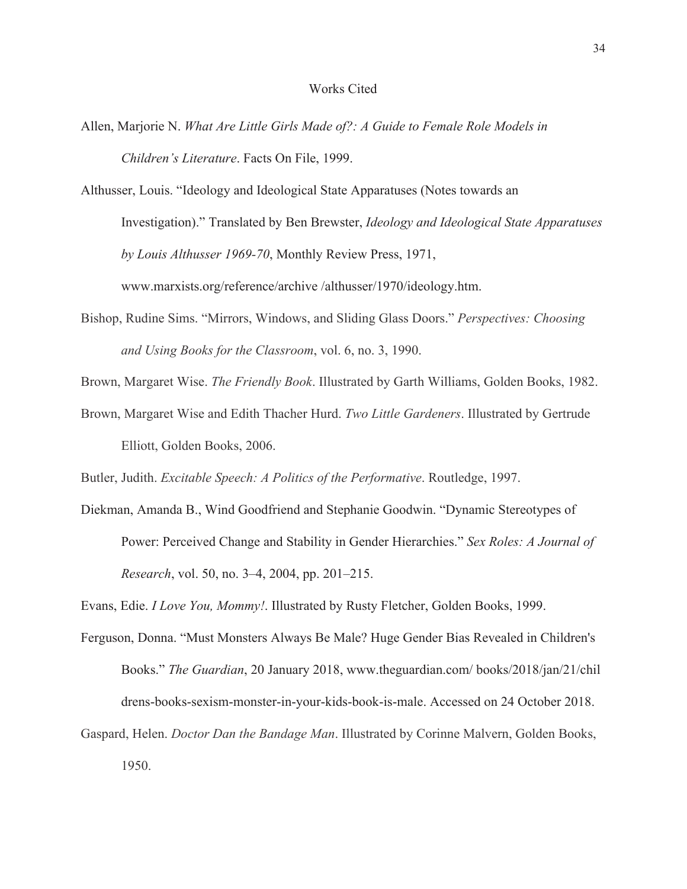# Works Cited

Allen, Marjorie N. *What Are Little Girls Made of?: A Guide to Female Role Models in Children's Literature*. Facts On File, 1999.

Althusser, Louis. "Ideology and Ideological State Apparatuses (Notes towards an Investigation)." Translated by Ben Brewster, *Ideology and Ideological State Apparatuses by Louis Althusser 1969-70*, Monthly Review Press, 1971, www.marxists.org/reference/archive /althusser/1970/ideology.htm.

Bishop, Rudine Sims. "Mirrors, Windows, and Sliding Glass Doors." *Perspectives: Choosing and Using Books for the Classroom*, vol. 6, no. 3, 1990.

Brown, Margaret Wise. *The Friendly Book*. Illustrated by Garth Williams, Golden Books, 1982.

Brown, Margaret Wise and Edith Thacher Hurd. *Two Little Gardeners*. Illustrated by Gertrude Elliott, Golden Books, 2006.

Butler, Judith. *Excitable Speech: A Politics of the Performative*. Routledge, 1997.

Diekman, Amanda B., Wind Goodfriend and Stephanie Goodwin. "Dynamic Stereotypes of Power: Perceived Change and Stability in Gender Hierarchies." *Sex Roles: A Journal of Research*, vol. 50, no. 3–4, 2004, pp. 201–215.

Evans, Edie. *I Love You, Mommy!*. Illustrated by Rusty Fletcher, Golden Books, 1999.

Ferguson, Donna. "Must Monsters Always Be Male? Huge Gender Bias Revealed in Children's Books." *The Guardian*, 20 January 2018, www.theguardian.com/ books/2018/jan/21/childrens-books-sexism-monster-in-your-kids-book-is-male. Accessed on 24 October 2018.

Gaspard, Helen. *Doctor Dan the Bandage Man*. Illustrated by Corinne Malvern, Golden Books, 1950.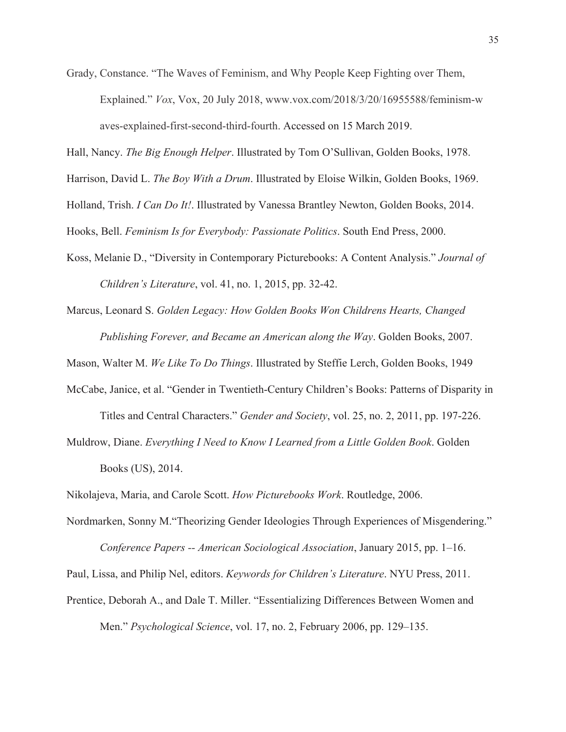Grady, Constance. "The Waves of Feminism, and Why People Keep Fighting over Them, Explained." *Vox*, Vox, 20 July 2018, www.vox.com/2018/3/20/16955588/feminism-waves-explained-first-second-third-fourth. Accessed on 15 March 2019.

Hall, Nancy. *The Big Enough Helper*. Illustrated by Tom O'Sullivan, Golden Books, 1978.

Harrison, David L. *The Boy With a Drum*. Illustrated by Eloise Wilkin, Golden Books, 1969.

Holland, Trish. *I Can Do It!*. Illustrated by Vanessa Brantley Newton, Golden Books, 2014.

Hooks, Bell. *Feminism Is for Everybody: Passionate Politics*. South End Press, 2000.

Koss, Melanie D., "Diversity in Contemporary Picturebooks: A Content Analysis." *Journal of Children's Literature*, vol. 41, no. 1, 2015, pp. 32-42.

Marcus, Leonard S. *Golden Legacy: How Golden Books Won Childrens Hearts, Changed Publishing Forever, and Became an American along the Way*. Golden Books, 2007.

Mason, Walter M. *We Like To Do Things*. Illustrated by Steffie Lerch, Golden Books, 1949

McCabe, Janice, et al. "Gender in Twentieth-Century Children's Books: Patterns of Disparity in Titles and Central Characters." *Gender and Society*, vol. 25, no. 2, 2011, pp. 197-226.

Muldrow, Diane. *Everything I Need to Know I Learned from a Little Golden Book*. Golden Books (US), 2014.

Nikolajeva, Maria, and Carole Scott. *How Picturebooks Work*. Routledge, 2006.

Nordmarken, Sonny M."Theorizing Gender Ideologies Through Experiences of Misgendering." *Conference Papers -- American Sociological Association*, January 2015, pp. 1–16.

Paul, Lissa, and Philip Nel, editors. *Keywords for Children's Literature*. NYU Press, 2011.

Prentice, Deborah A., and Dale T. Miller. "Essentializing Differences Between Women and Men." *Psychological Science*, vol. 17, no. 2, February 2006, pp. 129–135.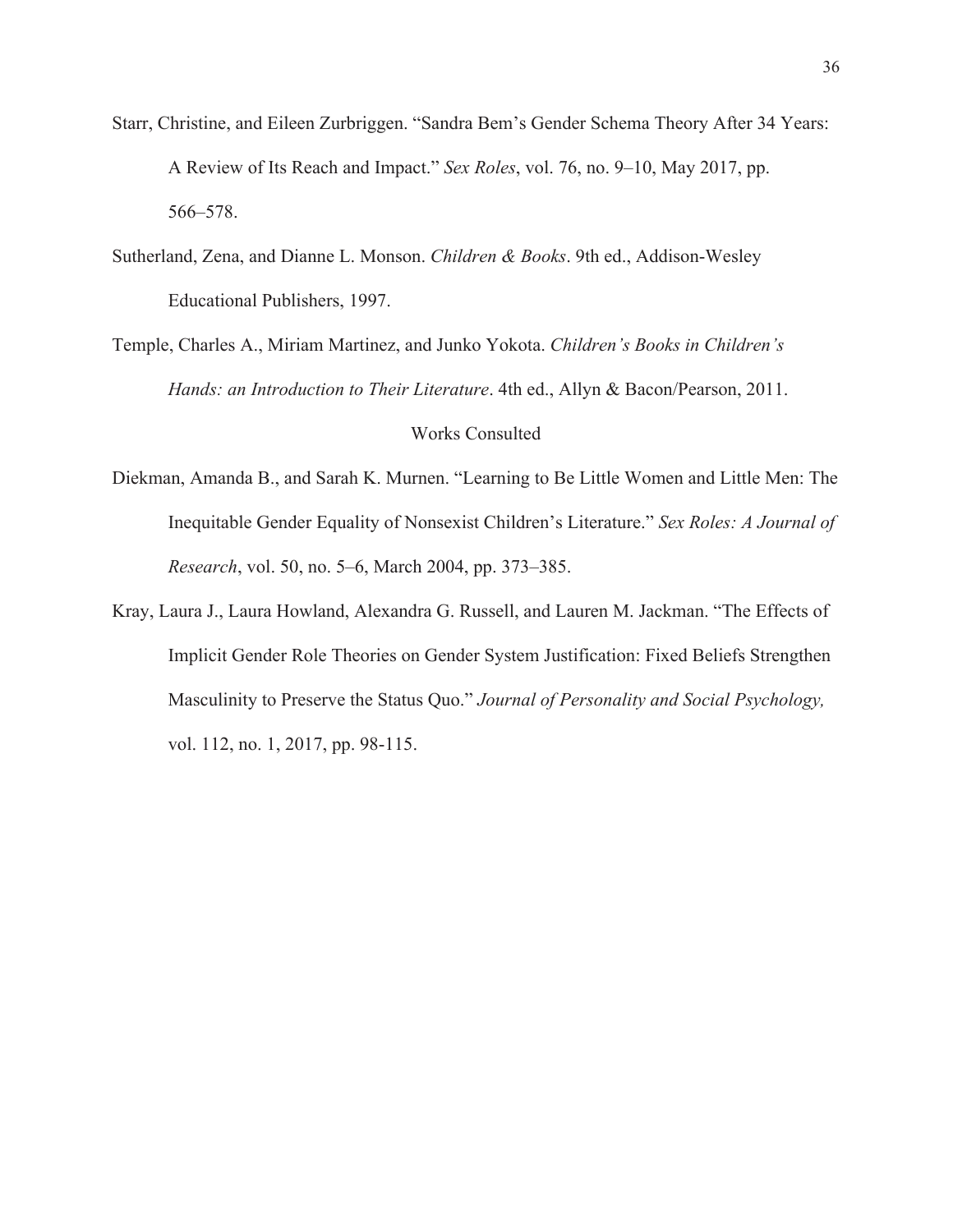Starr, Christine, and Eileen Zurbriggen. "Sandra Bem's Gender Schema Theory After 34 Years: A Review of Its Reach and Impact." *Sex Roles*, vol. 76, no. 9–10, May 2017, pp. 566–578.

Sutherland, Zena, and Dianne L. Monson. *Children & Books*. 9th ed., Addison-Wesley Educational Publishers, 1997.

Temple, Charles A., Miriam Martinez, and Junko Yokota. *Children's Books in Children's Hands: an Introduction to Their Literature*. 4th ed., Allyn & Bacon/Pearson, 2011.

## Works Consulted

Diekman, Amanda B., and Sarah K. Murnen. "Learning to Be Little Women and Little Men: The Inequitable Gender Equality of Nonsexist Children's Literature." *Sex Roles: A Journal of Research*, vol. 50, no. 5–6, March 2004, pp. 373–385.

Kray, Laura J., Laura Howland, Alexandra G. Russell, and Lauren M. Jackman. "The Effects of Implicit Gender Role Theories on Gender System Justification: Fixed Beliefs Strengthen Masculinity to Preserve the Status Quo." *Journal of Personality and Social Psychology,* vol. 112, no. 1, 2017, pp. 98-115.